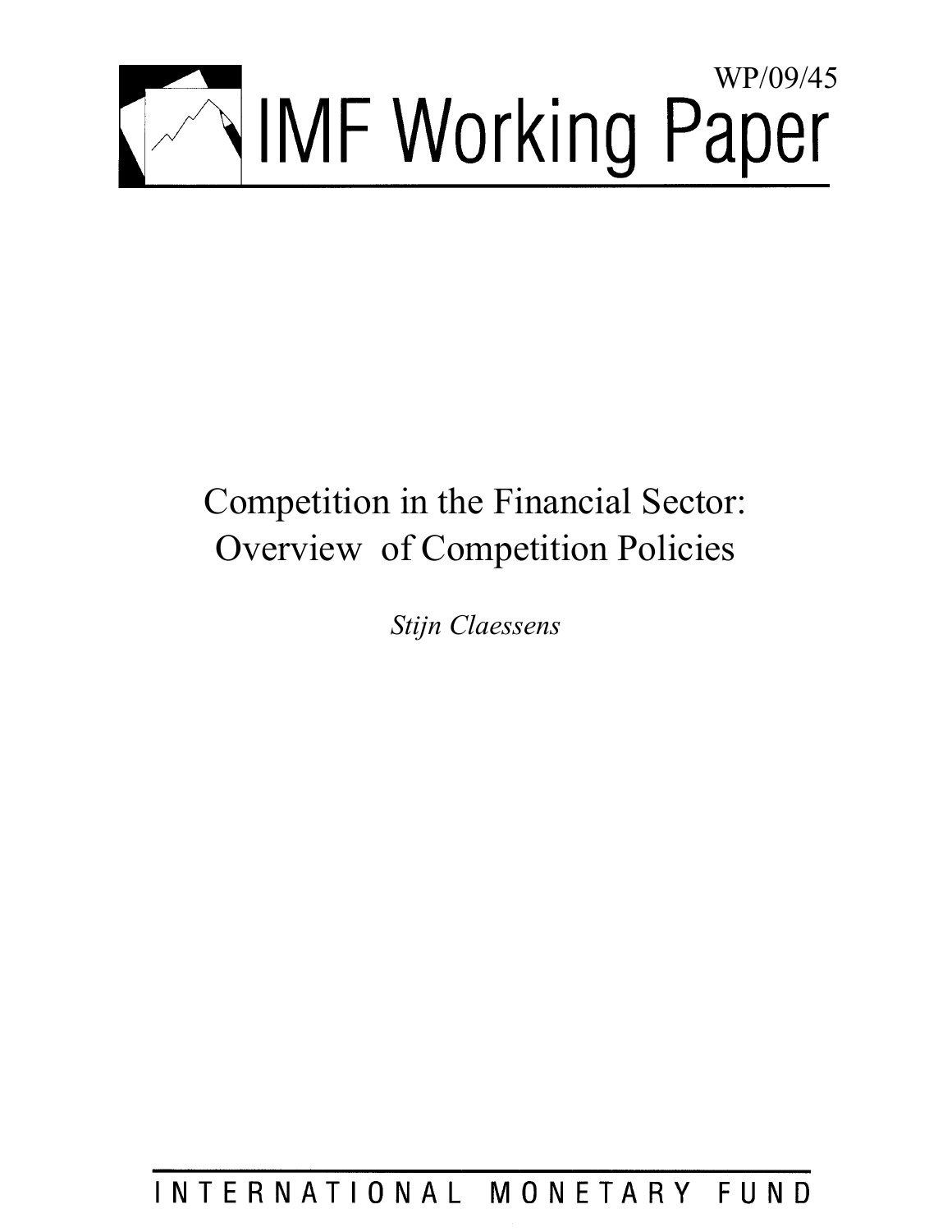WP/09/45

# IMF Working Paper

# Competition in the Financial Sector: Overview of Competition Policies

*Stijn Claessens*

INTERNATIONAL MONETARY FUND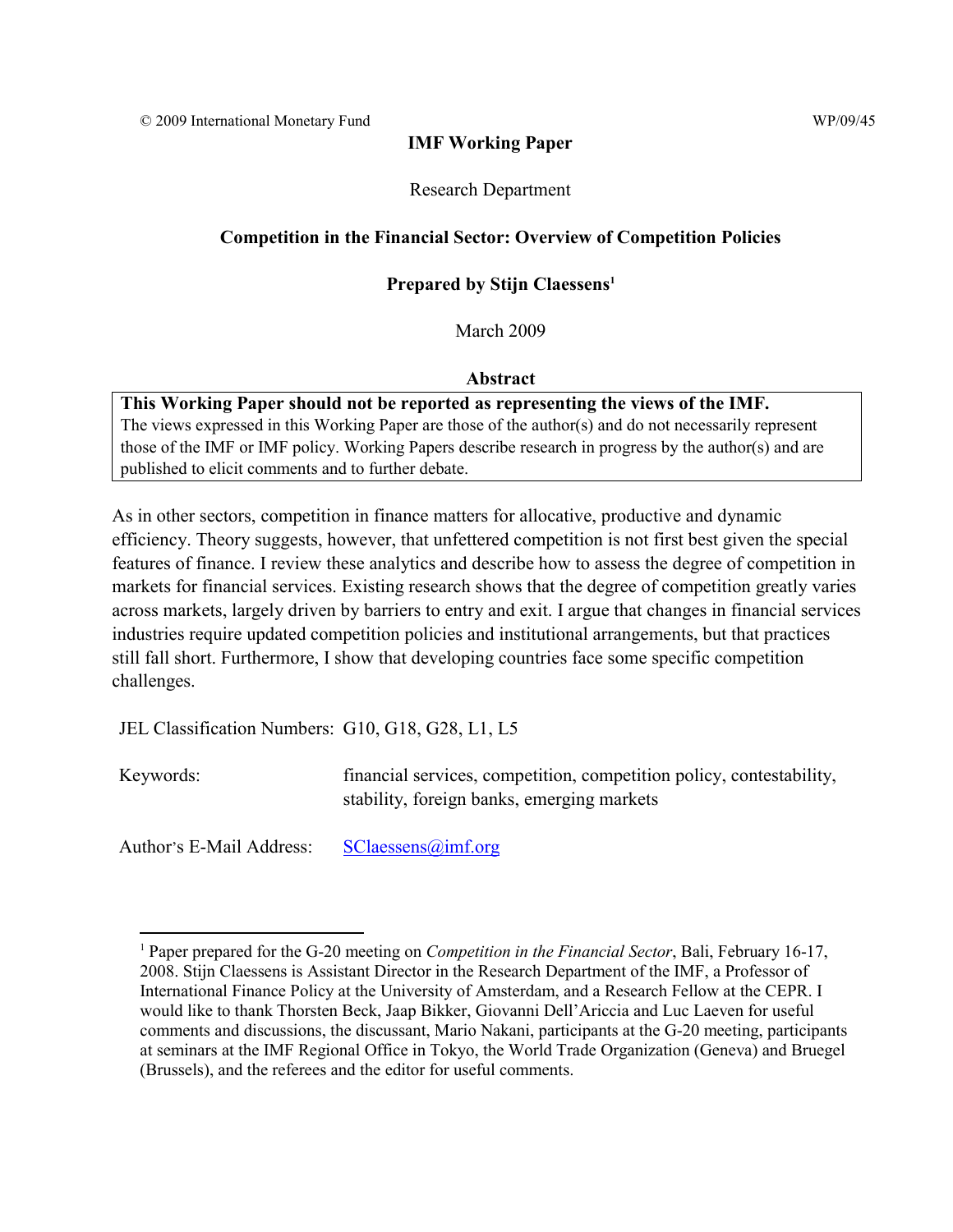© 2009 International Monetary Fund WP/09/45

**IMF Working Paper**

Research Department

**Competition in the Financial Sector: Overview of Competition Policies**

**Prepared by Stijn Claessens[1]**

March 2009

**Abstract**

> **This Working Paper should not be reported as representing the views of the IMF.**
> The views expressed in this Working Paper are those of the author(s) and do not necessarily represent those of the IMF or IMF policy. Working Papers describe research in progress by the author(s) and are published to elicit comments and to further debate.

As in other sectors, competition in finance matters for allocative, productive and dynamic efficiency. Theory suggests, however, that unfettered competition is not first best given the special features of finance. I review these analytics and describe how to assess the degree of competition in markets for financial services. Existing research shows that the degree of competition greatly varies across markets, largely driven by barriers to entry and exit. I argue that changes in financial services industries require updated competition policies and institutional arrangements, but that practices still fall short. Furthermore, I show that developing countries face some specific competition challenges.

JEL Classification Numbers: G10, G18, G28, L1, L5

Keywords: financial services, competition, competition policy, contestability, stability, foreign banks, emerging markets

Author's E-Mail Address: SClaessens@imf.org

---

[1] Paper prepared for the G-20 meeting on *Competition in the Financial Sector*, Bali, February 16-17, 2008. Stijn Claessens is Assistant Director in the Research Department of the IMF, a Professor of International Finance Policy at the University of Amsterdam, and a Research Fellow at the CEPR. I would like to thank Thorsten Beck, Jaap Bikker, Giovanni Dell'Ariccia and Luc Laeven for useful comments and discussions, the discussant, Mario Nakani, participants at the G-20 meeting, participants at seminars at the IMF Regional Office in Tokyo, the World Trade Organization (Geneva) and Bruegel (Brussels), and the referees and the editor for useful comments.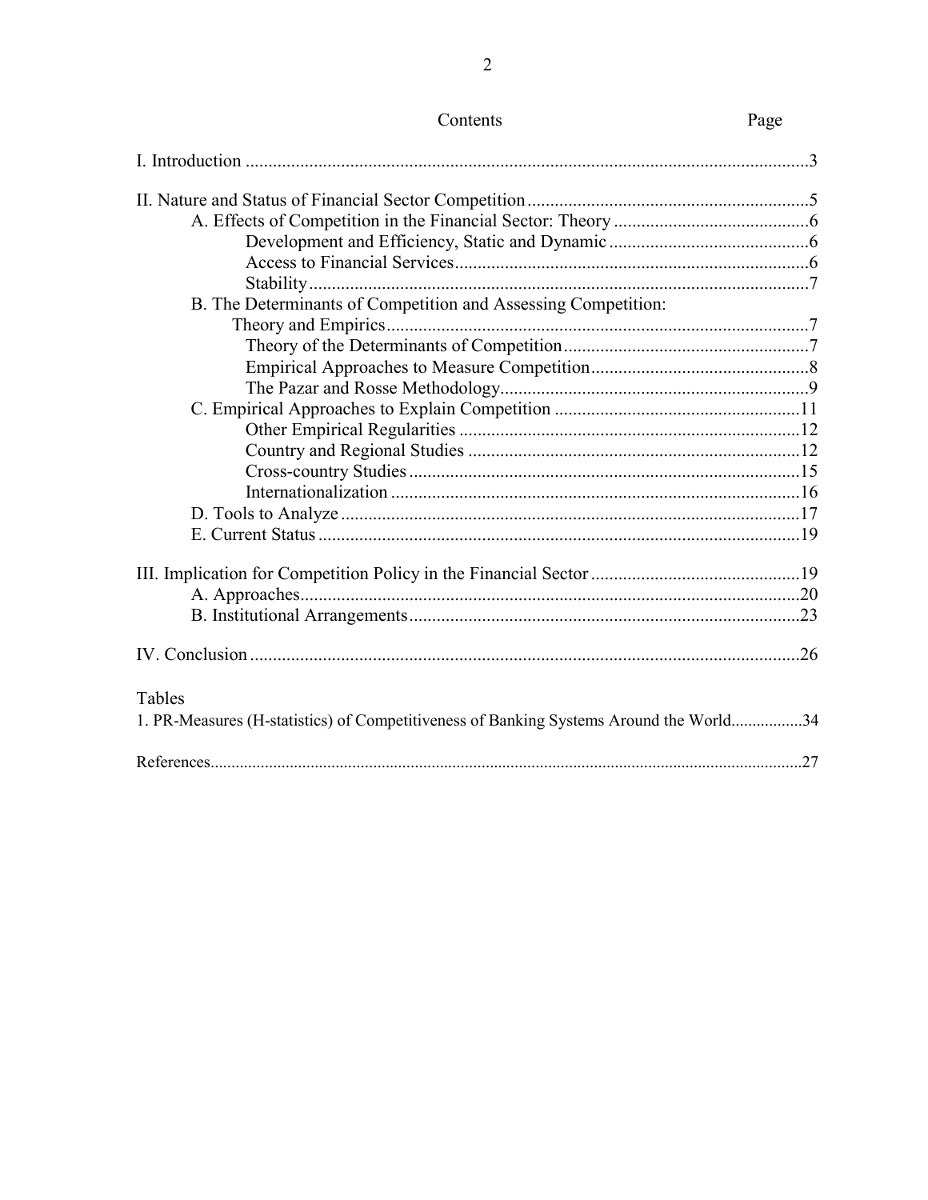Contents Page

I. Introduction ...3

II. Nature and Status of Financial Sector Competition...5
 A. Effects of Competition in the Financial Sector: Theory ...6
  Development and Efficiency, Static and Dynamic...6
  Access to Financial Services...6
  Stability...7
 B. The Determinants of Competition and Assessing Competition: Theory and Empirics...7
  Theory of the Determinants of Competition...7
  Empirical Approaches to Measure Competition...8
  The Pazar and Rosse Methodology...9
 C. Empirical Approaches to Explain Competition ...11
  Other Empirical Regularities ...12
  Country and Regional Studies ...12
  Cross-country Studies ...15
  Internationalization ...16
 D. Tools to Analyze...17
 E. Current Status...19

III. Implication for Competition Policy in the Financial Sector...19
 A. Approaches...20
 B. Institutional Arrangements...23

IV. Conclusion...26

Tables

1. PR-Measures (H-statistics) of Competitiveness of Banking Systems Around the World...34

References...27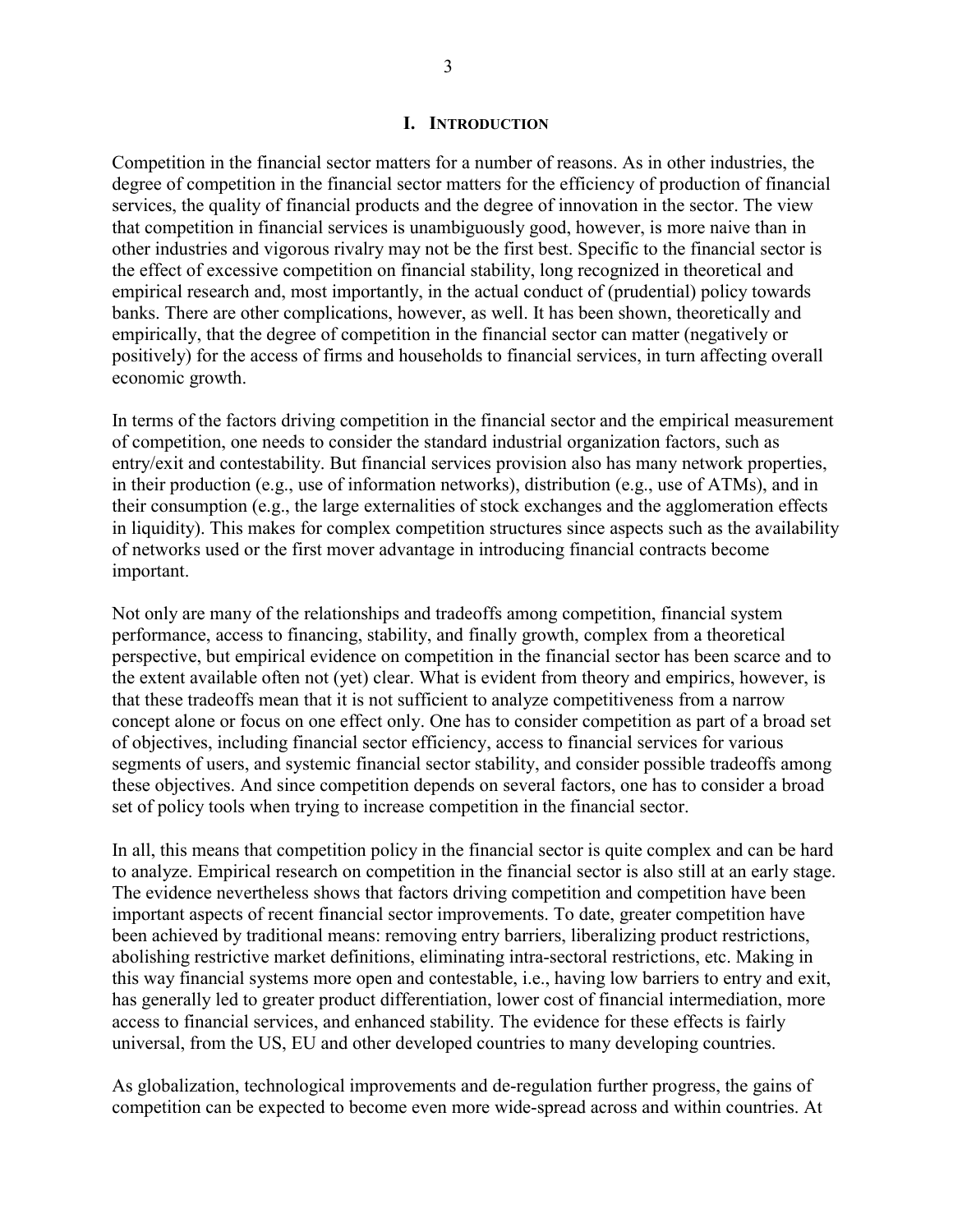# I. Introduction

Competition in the financial sector matters for a number of reasons. As in other industries, the degree of competition in the financial sector matters for the efficiency of production of financial services, the quality of financial products and the degree of innovation in the sector. The view that competition in financial services is unambiguously good, however, is more naive than in other industries and vigorous rivalry may not be the first best. Specific to the financial sector is the effect of excessive competition on financial stability, long recognized in theoretical and empirical research and, most importantly, in the actual conduct of (prudential) policy towards banks. There are other complications, however, as well. It has been shown, theoretically and empirically, that the degree of competition in the financial sector can matter (negatively or positively) for the access of firms and households to financial services, in turn affecting overall economic growth.

In terms of the factors driving competition in the financial sector and the empirical measurement of competition, one needs to consider the standard industrial organization factors, such as entry/exit and contestability. But financial services provision also has many network properties, in their production (e.g., use of information networks), distribution (e.g., use of ATMs), and in their consumption (e.g., the large externalities of stock exchanges and the agglomeration effects in liquidity). This makes for complex competition structures since aspects such as the availability of networks used or the first mover advantage in introducing financial contracts become important.

Not only are many of the relationships and tradeoffs among competition, financial system performance, access to financing, stability, and finally growth, complex from a theoretical perspective, but empirical evidence on competition in the financial sector has been scarce and to the extent available often not (yet) clear. What is evident from theory and empirics, however, is that these tradeoffs mean that it is not sufficient to analyze competitiveness from a narrow concept alone or focus on one effect only. One has to consider competition as part of a broad set of objectives, including financial sector efficiency, access to financial services for various segments of users, and systemic financial sector stability, and consider possible tradeoffs among these objectives. And since competition depends on several factors, one has to consider a broad set of policy tools when trying to increase competition in the financial sector.

In all, this means that competition policy in the financial sector is quite complex and can be hard to analyze. Empirical research on competition in the financial sector is also still at an early stage. The evidence nevertheless shows that factors driving competition and competition have been important aspects of recent financial sector improvements. To date, greater competition have been achieved by traditional means: removing entry barriers, liberalizing product restrictions, abolishing restrictive market definitions, eliminating intra-sectoral restrictions, etc. Making in this way financial systems more open and contestable, i.e., having low barriers to entry and exit, has generally led to greater product differentiation, lower cost of financial intermediation, more access to financial services, and enhanced stability. The evidence for these effects is fairly universal, from the US, EU and other developed countries to many developing countries.

As globalization, technological improvements and de-regulation further progress, the gains of competition can be expected to become even more wide-spread across and within countries. At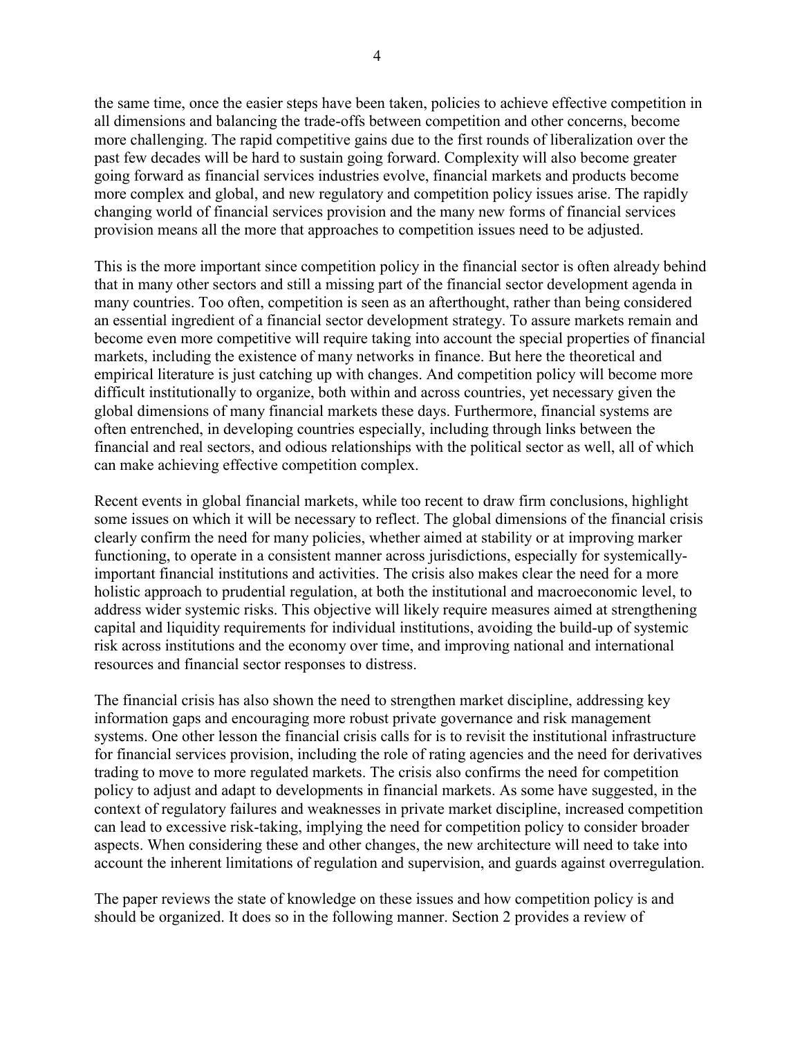the same time, once the easier steps have been taken, policies to achieve effective competition in all dimensions and balancing the trade-offs between competition and other concerns, become more challenging. The rapid competitive gains due to the first rounds of liberalization over the past few decades will be hard to sustain going forward. Complexity will also become greater going forward as financial services industries evolve, financial markets and products become more complex and global, and new regulatory and competition policy issues arise. The rapidly changing world of financial services provision and the many new forms of financial services provision means all the more that approaches to competition issues need to be adjusted.

This is the more important since competition policy in the financial sector is often already behind that in many other sectors and still a missing part of the financial sector development agenda in many countries. Too often, competition is seen as an afterthought, rather than being considered an essential ingredient of a financial sector development strategy. To assure markets remain and become even more competitive will require taking into account the special properties of financial markets, including the existence of many networks in finance. But here the theoretical and empirical literature is just catching up with changes. And competition policy will become more difficult institutionally to organize, both within and across countries, yet necessary given the global dimensions of many financial markets these days. Furthermore, financial systems are often entrenched, in developing countries especially, including through links between the financial and real sectors, and odious relationships with the political sector as well, all of which can make achieving effective competition complex.

Recent events in global financial markets, while too recent to draw firm conclusions, highlight some issues on which it will be necessary to reflect. The global dimensions of the financial crisis clearly confirm the need for many policies, whether aimed at stability or at improving marker functioning, to operate in a consistent manner across jurisdictions, especially for systemically-important financial institutions and activities. The crisis also makes clear the need for a more holistic approach to prudential regulation, at both the institutional and macroeconomic level, to address wider systemic risks. This objective will likely require measures aimed at strengthening capital and liquidity requirements for individual institutions, avoiding the build-up of systemic risk across institutions and the economy over time, and improving national and international resources and financial sector responses to distress.

The financial crisis has also shown the need to strengthen market discipline, addressing key information gaps and encouraging more robust private governance and risk management systems. One other lesson the financial crisis calls for is to revisit the institutional infrastructure for financial services provision, including the role of rating agencies and the need for derivatives trading to move to more regulated markets. The crisis also confirms the need for competition policy to adjust and adapt to developments in financial markets. As some have suggested, in the context of regulatory failures and weaknesses in private market discipline, increased competition can lead to excessive risk-taking, implying the need for competition policy to consider broader aspects. When considering these and other changes, the new architecture will need to take into account the inherent limitations of regulation and supervision, and guards against overregulation.

The paper reviews the state of knowledge on these issues and how competition policy is and should be organized. It does so in the following manner. Section 2 provides a review of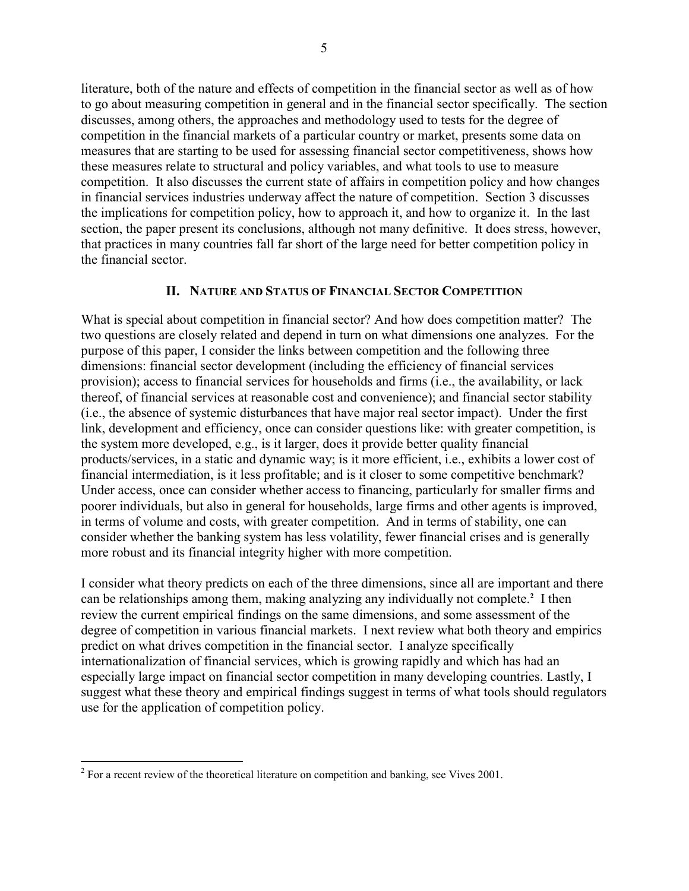literature, both of the nature and effects of competition in the financial sector as well as of how to go about measuring competition in general and in the financial sector specifically. The section discusses, among others, the approaches and methodology used to tests for the degree of competition in the financial markets of a particular country or market, presents some data on measures that are starting to be used for assessing financial sector competitiveness, shows how these measures relate to structural and policy variables, and what tools to use to measure competition. It also discusses the current state of affairs in competition policy and how changes in financial services industries underway affect the nature of competition. Section 3 discusses the implications for competition policy, how to approach it, and how to organize it. In the last section, the paper present its conclusions, although not many definitive. It does stress, however, that practices in many countries fall far short of the large need for better competition policy in the financial sector.

## II. Nature and Status of Financial Sector Competition

What is special about competition in financial sector? And how does competition matter? The two questions are closely related and depend in turn on what dimensions one analyzes. For the purpose of this paper, I consider the links between competition and the following three dimensions: financial sector development (including the efficiency of financial services provision); access to financial services for households and firms (i.e., the availability, or lack thereof, of financial services at reasonable cost and convenience); and financial sector stability (i.e., the absence of systemic disturbances that have major real sector impact). Under the first link, development and efficiency, once can consider questions like: with greater competition, is the system more developed, e.g., is it larger, does it provide better quality financial products/services, in a static and dynamic way; is it more efficient, i.e., exhibits a lower cost of financial intermediation, is it less profitable; and is it closer to some competitive benchmark? Under access, once can consider whether access to financing, particularly for smaller firms and poorer individuals, but also in general for households, large firms and other agents is improved, in terms of volume and costs, with greater competition. And in terms of stability, one can consider whether the banking system has less volatility, fewer financial crises and is generally more robust and its financial integrity higher with more competition.

I consider what theory predicts on each of the three dimensions, since all are important and there can be relationships among them, making analyzing any individually not complete.[2] I then review the current empirical findings on the same dimensions, and some assessment of the degree of competition in various financial markets. I next review what both theory and empirics predict on what drives competition in the financial sector. I analyze specifically internationalization of financial services, which is growing rapidly and which has had an especially large impact on financial sector competition in many developing countries. Lastly, I suggest what these theory and empirical findings suggest in terms of what tools should regulators use for the application of competition policy.

[2] For a recent review of the theoretical literature on competition and banking, see Vives 2001.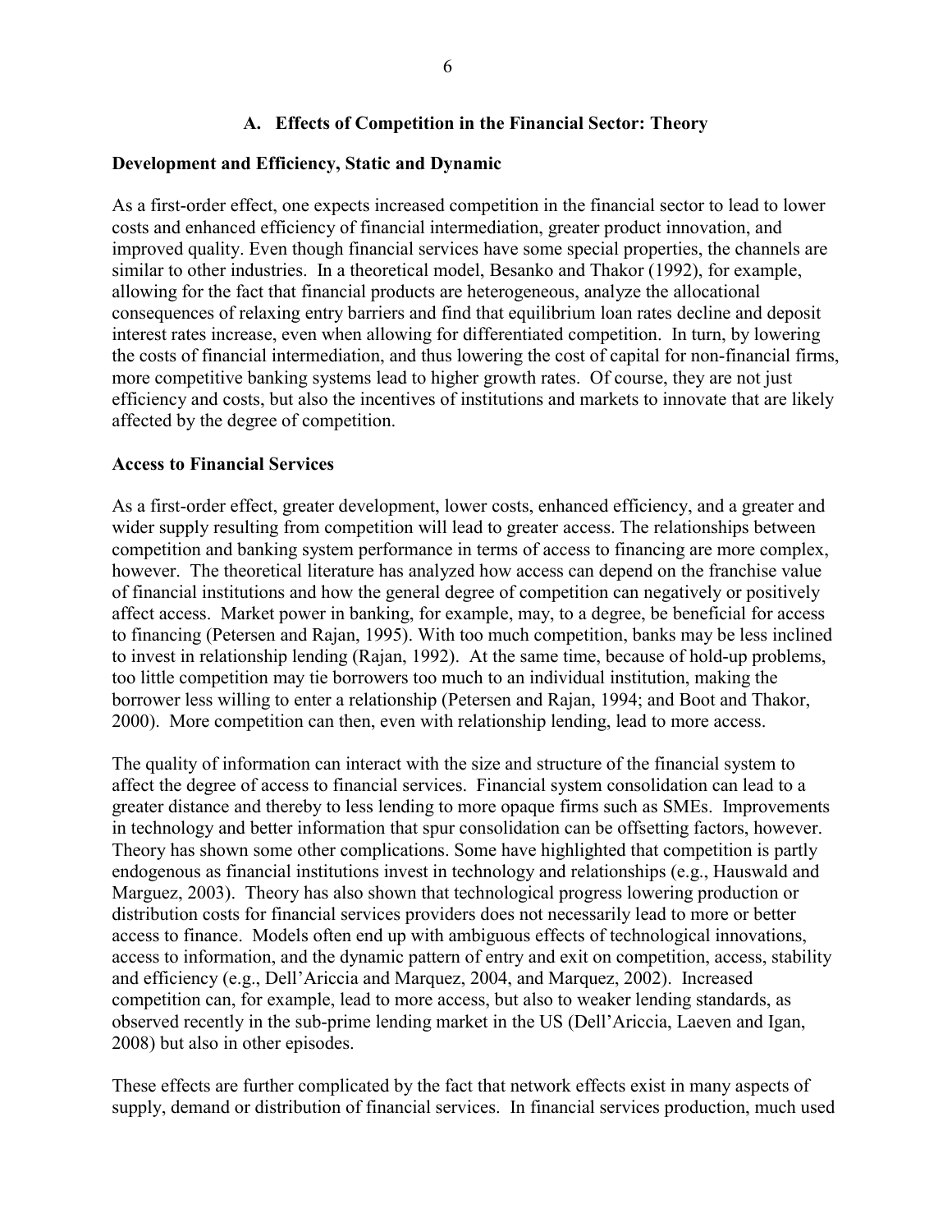## A. Effects of Competition in the Financial Sector: Theory

**Development and Efficiency, Static and Dynamic**

As a first-order effect, one expects increased competition in the financial sector to lead to lower costs and enhanced efficiency of financial intermediation, greater product innovation, and improved quality. Even though financial services have some special properties, the channels are similar to other industries. In a theoretical model, Besanko and Thakor (1992), for example, allowing for the fact that financial products are heterogeneous, analyze the allocational consequences of relaxing entry barriers and find that equilibrium loan rates decline and deposit interest rates increase, even when allowing for differentiated competition. In turn, by lowering the costs of financial intermediation, and thus lowering the cost of capital for non-financial firms, more competitive banking systems lead to higher growth rates. Of course, they are not just efficiency and costs, but also the incentives of institutions and markets to innovate that are likely affected by the degree of competition.

**Access to Financial Services**

As a first-order effect, greater development, lower costs, enhanced efficiency, and a greater and wider supply resulting from competition will lead to greater access. The relationships between competition and banking system performance in terms of access to financing are more complex, however. The theoretical literature has analyzed how access can depend on the franchise value of financial institutions and how the general degree of competition can negatively or positively affect access. Market power in banking, for example, may, to a degree, be beneficial for access to financing (Petersen and Rajan, 1995). With too much competition, banks may be less inclined to invest in relationship lending (Rajan, 1992). At the same time, because of hold-up problems, too little competition may tie borrowers too much to an individual institution, making the borrower less willing to enter a relationship (Petersen and Rajan, 1994; and Boot and Thakor, 2000). More competition can then, even with relationship lending, lead to more access.

The quality of information can interact with the size and structure of the financial system to affect the degree of access to financial services. Financial system consolidation can lead to a greater distance and thereby to less lending to more opaque firms such as SMEs. Improvements in technology and better information that spur consolidation can be offsetting factors, however. Theory has shown some other complications. Some have highlighted that competition is partly endogenous as financial institutions invest in technology and relationships (e.g., Hauswald and Marguez, 2003). Theory has also shown that technological progress lowering production or distribution costs for financial services providers does not necessarily lead to more or better access to finance. Models often end up with ambiguous effects of technological innovations, access to information, and the dynamic pattern of entry and exit on competition, access, stability and efficiency (e.g., Dell'Ariccia and Marquez, 2004, and Marquez, 2002). Increased competition can, for example, lead to more access, but also to weaker lending standards, as observed recently in the sub-prime lending market in the US (Dell'Ariccia, Laeven and Igan, 2008) but also in other episodes.

These effects are further complicated by the fact that network effects exist in many aspects of supply, demand or distribution of financial services. In financial services production, much used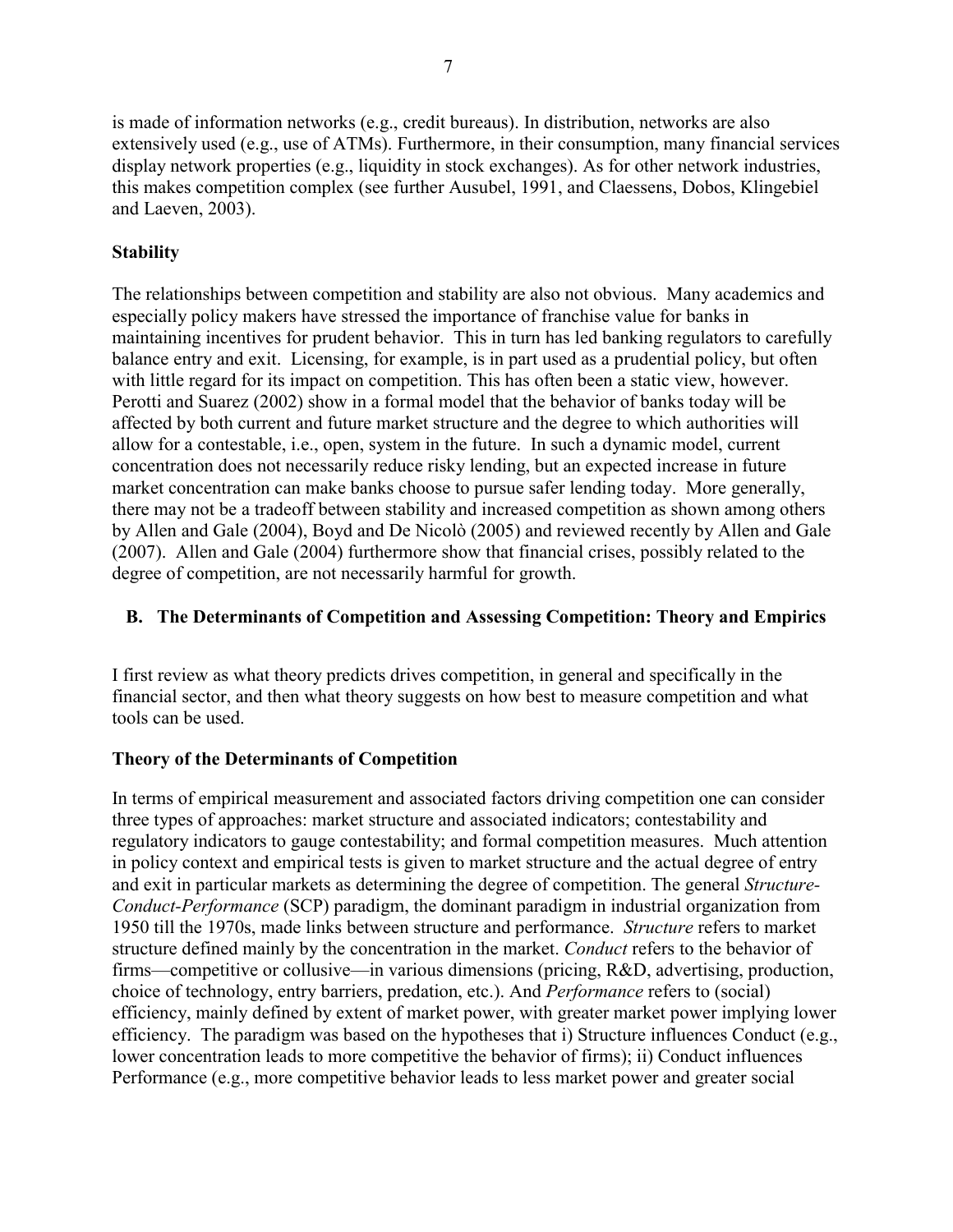is made of information networks (e.g., credit bureaus). In distribution, networks are also extensively used (e.g., use of ATMs). Furthermore, in their consumption, many financial services display network properties (e.g., liquidity in stock exchanges). As for other network industries, this makes competition complex (see further Ausubel, 1991, and Claessens, Dobos, Klingebiel and Laeven, 2003).

**Stability**

The relationships between competition and stability are also not obvious. Many academics and especially policy makers have stressed the importance of franchise value for banks in maintaining incentives for prudent behavior. This in turn has led banking regulators to carefully balance entry and exit. Licensing, for example, is in part used as a prudential policy, but often with little regard for its impact on competition. This has often been a static view, however. Perotti and Suarez (2002) show in a formal model that the behavior of banks today will be affected by both current and future market structure and the degree to which authorities will allow for a contestable, i.e., open, system in the future. In such a dynamic model, current concentration does not necessarily reduce risky lending, but an expected increase in future market concentration can make banks choose to pursue safer lending today. More generally, there may not be a tradeoff between stability and increased competition as shown among others by Allen and Gale (2004), Boyd and De Nicolò (2005) and reviewed recently by Allen and Gale (2007). Allen and Gale (2004) furthermore show that financial crises, possibly related to the degree of competition, are not necessarily harmful for growth.

## B. The Determinants of Competition and Assessing Competition: Theory and Empirics

I first review as what theory predicts drives competition, in general and specifically in the financial sector, and then what theory suggests on how best to measure competition and what tools can be used.

**Theory of the Determinants of Competition**

In terms of empirical measurement and associated factors driving competition one can consider three types of approaches: market structure and associated indicators; contestability and regulatory indicators to gauge contestability; and formal competition measures. Much attention in policy context and empirical tests is given to market structure and the actual degree of entry and exit in particular markets as determining the degree of competition. The general *Structure-Conduct-Performance* (SCP) paradigm, the dominant paradigm in industrial organization from 1950 till the 1970s, made links between structure and performance. *Structure* refers to market structure defined mainly by the concentration in the market. *Conduct* refers to the behavior of firms—competitive or collusive—in various dimensions (pricing, R&D, advertising, production, choice of technology, entry barriers, predation, etc.). And *Performance* refers to (social) efficiency, mainly defined by extent of market power, with greater market power implying lower efficiency. The paradigm was based on the hypotheses that i) Structure influences Conduct (e.g., lower concentration leads to more competitive the behavior of firms); ii) Conduct influences Performance (e.g., more competitive behavior leads to less market power and greater social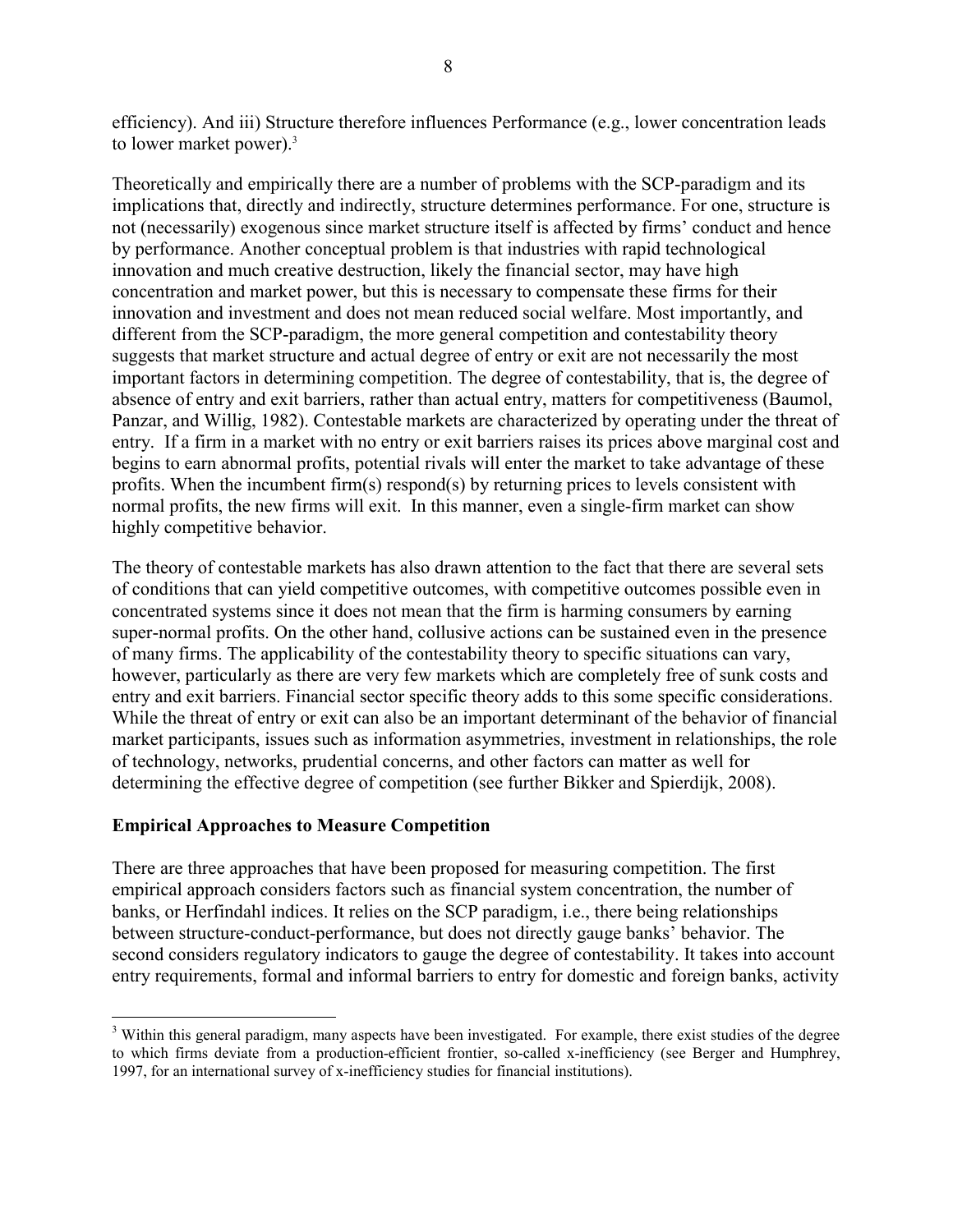efficiency). And iii) Structure therefore influences Performance (e.g., lower concentration leads to lower market power).[3]

Theoretically and empirically there are a number of problems with the SCP-paradigm and its implications that, directly and indirectly, structure determines performance. For one, structure is not (necessarily) exogenous since market structure itself is affected by firms' conduct and hence by performance. Another conceptual problem is that industries with rapid technological innovation and much creative destruction, likely the financial sector, may have high concentration and market power, but this is necessary to compensate these firms for their innovation and investment and does not mean reduced social welfare. Most importantly, and different from the SCP-paradigm, the more general competition and contestability theory suggests that market structure and actual degree of entry or exit are not necessarily the most important factors in determining competition. The degree of contestability, that is, the degree of absence of entry and exit barriers, rather than actual entry, matters for competitiveness (Baumol, Panzar, and Willig, 1982). Contestable markets are characterized by operating under the threat of entry. If a firm in a market with no entry or exit barriers raises its prices above marginal cost and begins to earn abnormal profits, potential rivals will enter the market to take advantage of these profits. When the incumbent firm(s) respond(s) by returning prices to levels consistent with normal profits, the new firms will exit. In this manner, even a single-firm market can show highly competitive behavior.

The theory of contestable markets has also drawn attention to the fact that there are several sets of conditions that can yield competitive outcomes, with competitive outcomes possible even in concentrated systems since it does not mean that the firm is harming consumers by earning super-normal profits. On the other hand, collusive actions can be sustained even in the presence of many firms. The applicability of the contestability theory to specific situations can vary, however, particularly as there are very few markets which are completely free of sunk costs and entry and exit barriers. Financial sector specific theory adds to this some specific considerations. While the threat of entry or exit can also be an important determinant of the behavior of financial market participants, issues such as information asymmetries, investment in relationships, the role of technology, networks, prudential concerns, and other factors can matter as well for determining the effective degree of competition (see further Bikker and Spierdijk, 2008).

## Empirical Approaches to Measure Competition

There are three approaches that have been proposed for measuring competition. The first empirical approach considers factors such as financial system concentration, the number of banks, or Herfindahl indices. It relies on the SCP paradigm, i.e., there being relationships between structure-conduct-performance, but does not directly gauge banks' behavior. The second considers regulatory indicators to gauge the degree of contestability. It takes into account entry requirements, formal and informal barriers to entry for domestic and foreign banks, activity

[3] Within this general paradigm, many aspects have been investigated. For example, there exist studies of the degree to which firms deviate from a production-efficient frontier, so-called x-inefficiency (see Berger and Humphrey, 1997, for an international survey of x-inefficiency studies for financial institutions).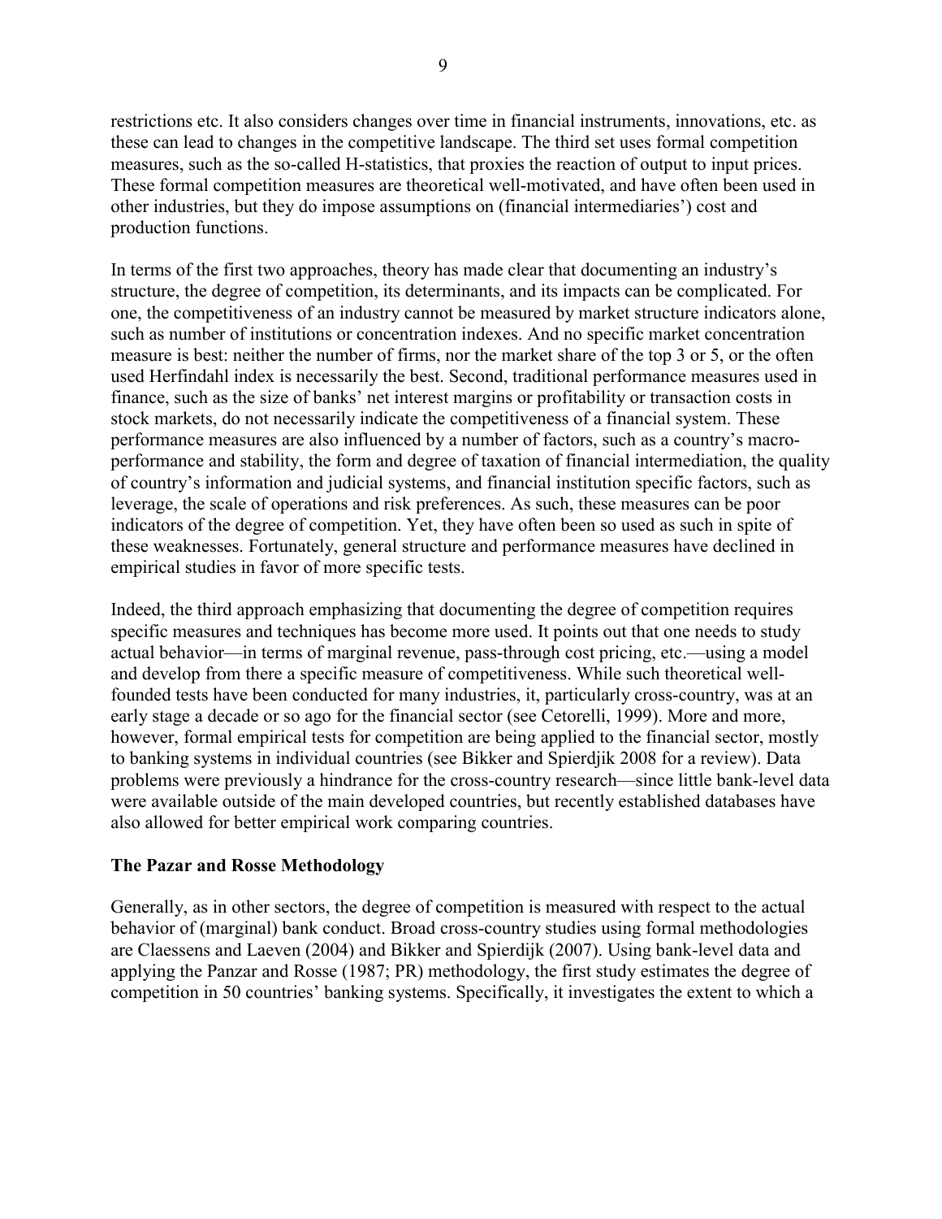restrictions etc. It also considers changes over time in financial instruments, innovations, etc. as these can lead to changes in the competitive landscape. The third set uses formal competition measures, such as the so-called H-statistics, that proxies the reaction of output to input prices. These formal competition measures are theoretical well-motivated, and have often been used in other industries, but they do impose assumptions on (financial intermediaries') cost and production functions.

In terms of the first two approaches, theory has made clear that documenting an industry's structure, the degree of competition, its determinants, and its impacts can be complicated. For one, the competitiveness of an industry cannot be measured by market structure indicators alone, such as number of institutions or concentration indexes. And no specific market concentration measure is best: neither the number of firms, nor the market share of the top 3 or 5, or the often used Herfindahl index is necessarily the best. Second, traditional performance measures used in finance, such as the size of banks' net interest margins or profitability or transaction costs in stock markets, do not necessarily indicate the competitiveness of a financial system. These performance measures are also influenced by a number of factors, such as a country's macro-performance and stability, the form and degree of taxation of financial intermediation, the quality of country's information and judicial systems, and financial institution specific factors, such as leverage, the scale of operations and risk preferences. As such, these measures can be poor indicators of the degree of competition. Yet, they have often been so used as such in spite of these weaknesses. Fortunately, general structure and performance measures have declined in empirical studies in favor of more specific tests.

Indeed, the third approach emphasizing that documenting the degree of competition requires specific measures and techniques has become more used. It points out that one needs to study actual behavior—in terms of marginal revenue, pass-through cost pricing, etc.—using a model and develop from there a specific measure of competitiveness. While such theoretical well-founded tests have been conducted for many industries, it, particularly cross-country, was at an early stage a decade or so ago for the financial sector (see Cetorelli, 1999). More and more, however, formal empirical tests for competition are being applied to the financial sector, mostly to banking systems in individual countries (see Bikker and Spierdjik 2008 for a review). Data problems were previously a hindrance for the cross-country research—since little bank-level data were available outside of the main developed countries, but recently established databases have also allowed for better empirical work comparing countries.

### The Pazar and Rosse Methodology

Generally, as in other sectors, the degree of competition is measured with respect to the actual behavior of (marginal) bank conduct. Broad cross-country studies using formal methodologies are Claessens and Laeven (2004) and Bikker and Spierdijk (2007). Using bank-level data and applying the Panzar and Rosse (1987; PR) methodology, the first study estimates the degree of competition in 50 countries' banking systems. Specifically, it investigates the extent to which a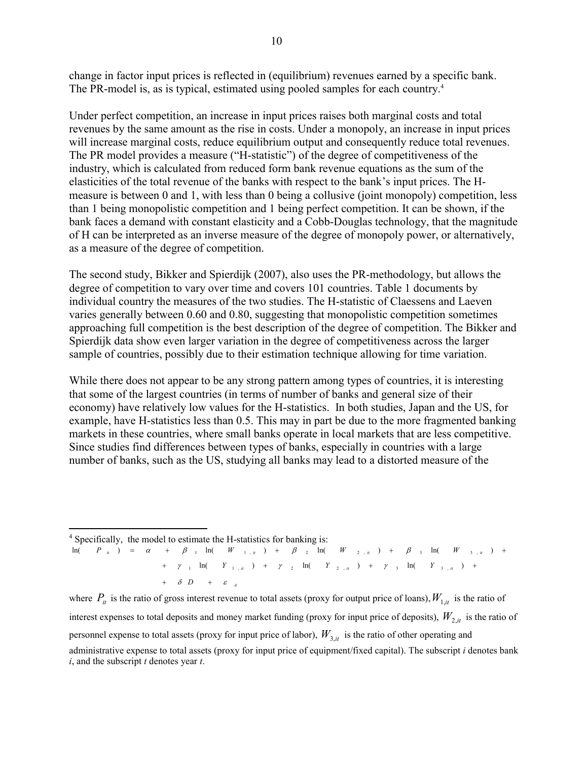change in factor input prices is reflected in (equilibrium) revenues earned by a specific bank. The PR-model is, as is typical, estimated using pooled samples for each country.[4]

Under perfect competition, an increase in input prices raises both marginal costs and total revenues by the same amount as the rise in costs. Under a monopoly, an increase in input prices will increase marginal costs, reduce equilibrium output and consequently reduce total revenues. The PR model provides a measure ("H-statistic") of the degree of competitiveness of the industry, which is calculated from reduced form bank revenue equations as the sum of the elasticities of the total revenue of the banks with respect to the bank's input prices. The H-measure is between 0 and 1, with less than 0 being a collusive (joint monopoly) competition, less than 1 being monopolistic competition and 1 being perfect competition. It can be shown, if the bank faces a demand with constant elasticity and a Cobb-Douglas technology, that the magnitude of H can be interpreted as an inverse measure of the degree of monopoly power, or alternatively, as a measure of the degree of competition.

The second study, Bikker and Spierdijk (2007), also uses the PR-methodology, but allows the degree of competition to vary over time and covers 101 countries. Table 1 documents by individual country the measures of the two studies. The H-statistic of Claessens and Laeven varies generally between 0.60 and 0.80, suggesting that monopolistic competition sometimes approaching full competition is the best description of the degree of competition. The Bikker and Spierdijk data show even larger variation in the degree of competitiveness across the larger sample of countries, possibly due to their estimation technique allowing for time variation.

While there does not appear to be any strong pattern among types of countries, it is interesting that some of the largest countries (in terms of number of banks and general size of their economy) have relatively low values for the H-statistics. In both studies, Japan and the US, for example, have H-statistics less than 0.5. This may in part be due to the more fragmented banking markets in these countries, where small banks operate in local markets that are less competitive. Since studies find differences between types of banks, especially in countries with a large number of banks, such as the US, studying all banks may lead to a distorted measure of the

---

[4] Specifically, the model to estimate the H-statistics for banking is:

$$\ln(P_{it}) = \alpha + \beta_1 \ln(W_{1,it}) + \beta_2 \ln(W_{2,it}) + \beta_3 \ln(W_{3,it}) + \\ + \gamma_1 \ln(Y_{1,it}) + \gamma_2 \ln(Y_{2,it}) + \gamma_3 \ln(Y_{3,it}) + \\ + \delta D + \varepsilon_{it}$$

where $P_{it}$ is the ratio of gross interest revenue to total assets (proxy for output price of loans), $W_{1,it}$ is the ratio of interest expenses to total deposits and money market funding (proxy for input price of deposits), $W_{2,it}$ is the ratio of personnel expense to total assets (proxy for input price of labor), $W_{3,it}$ is the ratio of other operating and administrative expense to total assets (proxy for input price of equipment/fixed capital). The subscript *i* denotes bank *i*, and the subscript *t* denotes year *t*.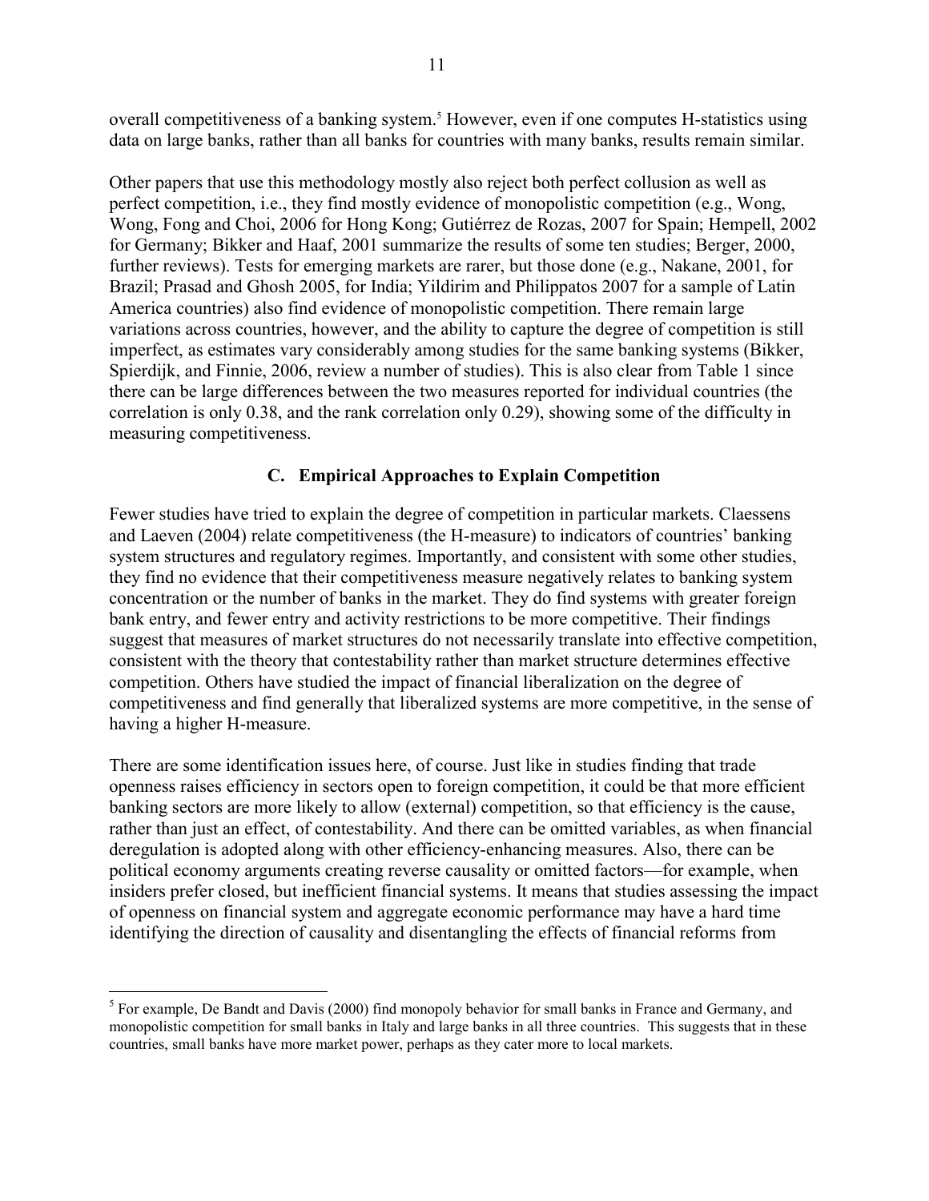overall competitiveness of a banking system.[5] However, even if one computes H-statistics using data on large banks, rather than all banks for countries with many banks, results remain similar.

Other papers that use this methodology mostly also reject both perfect collusion as well as perfect competition, i.e., they find mostly evidence of monopolistic competition (e.g., Wong, Wong, Fong and Choi, 2006 for Hong Kong; Gutiérrez de Rozas, 2007 for Spain; Hempell, 2002 for Germany; Bikker and Haaf, 2001 summarize the results of some ten studies; Berger, 2000, further reviews). Tests for emerging markets are rarer, but those done (e.g., Nakane, 2001, for Brazil; Prasad and Ghosh 2005, for India; Yildirim and Philippatos 2007 for a sample of Latin America countries) also find evidence of monopolistic competition. There remain large variations across countries, however, and the ability to capture the degree of competition is still imperfect, as estimates vary considerably among studies for the same banking systems (Bikker, Spierdijk, and Finnie, 2006, review a number of studies). This is also clear from Table 1 since there can be large differences between the two measures reported for individual countries (the correlation is only 0.38, and the rank correlation only 0.29), showing some of the difficulty in measuring competitiveness.

### C. Empirical Approaches to Explain Competition

Fewer studies have tried to explain the degree of competition in particular markets. Claessens and Laeven (2004) relate competitiveness (the H-measure) to indicators of countries' banking system structures and regulatory regimes. Importantly, and consistent with some other studies, they find no evidence that their competitiveness measure negatively relates to banking system concentration or the number of banks in the market. They do find systems with greater foreign bank entry, and fewer entry and activity restrictions to be more competitive. Their findings suggest that measures of market structures do not necessarily translate into effective competition, consistent with the theory that contestability rather than market structure determines effective competition. Others have studied the impact of financial liberalization on the degree of competitiveness and find generally that liberalized systems are more competitive, in the sense of having a higher H-measure.

There are some identification issues here, of course. Just like in studies finding that trade openness raises efficiency in sectors open to foreign competition, it could be that more efficient banking sectors are more likely to allow (external) competition, so that efficiency is the cause, rather than just an effect, of contestability. And there can be omitted variables, as when financial deregulation is adopted along with other efficiency-enhancing measures. Also, there can be political economy arguments creating reverse causality or omitted factors—for example, when insiders prefer closed, but inefficient financial systems. It means that studies assessing the impact of openness on financial system and aggregate economic performance may have a hard time identifying the direction of causality and disentangling the effects of financial reforms from

---

[5] For example, De Bandt and Davis (2000) find monopoly behavior for small banks in France and Germany, and monopolistic competition for small banks in Italy and large banks in all three countries. This suggests that in these countries, small banks have more market power, perhaps as they cater more to local markets.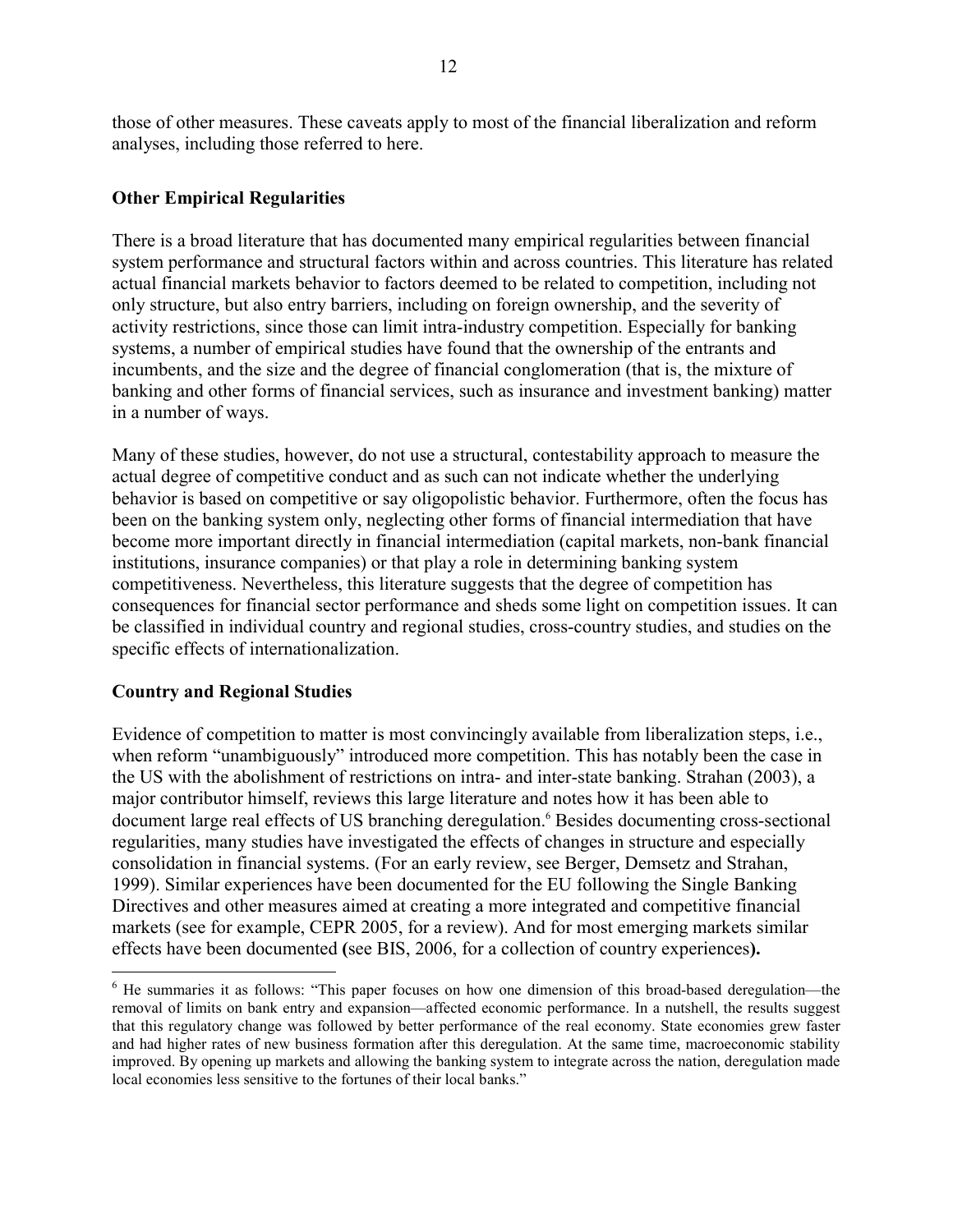those of other measures. These caveats apply to most of the financial liberalization and reform analyses, including those referred to here.

### Other Empirical Regularities

There is a broad literature that has documented many empirical regularities between financial system performance and structural factors within and across countries. This literature has related actual financial markets behavior to factors deemed to be related to competition, including not only structure, but also entry barriers, including on foreign ownership, and the severity of activity restrictions, since those can limit intra-industry competition. Especially for banking systems, a number of empirical studies have found that the ownership of the entrants and incumbents, and the size and the degree of financial conglomeration (that is, the mixture of banking and other forms of financial services, such as insurance and investment banking) matter in a number of ways.

Many of these studies, however, do not use a structural, contestability approach to measure the actual degree of competitive conduct and as such can not indicate whether the underlying behavior is based on competitive or say oligopolistic behavior. Furthermore, often the focus has been on the banking system only, neglecting other forms of financial intermediation that have become more important directly in financial intermediation (capital markets, non-bank financial institutions, insurance companies) or that play a role in determining banking system competitiveness. Nevertheless, this literature suggests that the degree of competition has consequences for financial sector performance and sheds some light on competition issues. It can be classified in individual country and regional studies, cross-country studies, and studies on the specific effects of internationalization.

### Country and Regional Studies

Evidence of competition to matter is most convincingly available from liberalization steps, i.e., when reform "unambiguously" introduced more competition. This has notably been the case in the US with the abolishment of restrictions on intra- and inter-state banking. Strahan (2003), a major contributor himself, reviews this large literature and notes how it has been able to document large real effects of US branching deregulation.[6] Besides documenting cross-sectional regularities, many studies have investigated the effects of changes in structure and especially consolidation in financial systems. (For an early review, see Berger, Demsetz and Strahan, 1999). Similar experiences have been documented for the EU following the Single Banking Directives and other measures aimed at creating a more integrated and competitive financial markets (see for example, CEPR 2005, for a review). And for most emerging markets similar effects have been documented **(**see BIS, 2006, for a collection of country experiences**).**

---

[6] He summaries it as follows: "This paper focuses on how one dimension of this broad-based deregulation—the removal of limits on bank entry and expansion—affected economic performance. In a nutshell, the results suggest that this regulatory change was followed by better performance of the real economy. State economies grew faster and had higher rates of new business formation after this deregulation. At the same time, macroeconomic stability improved. By opening up markets and allowing the banking system to integrate across the nation, deregulation made local economies less sensitive to the fortunes of their local banks."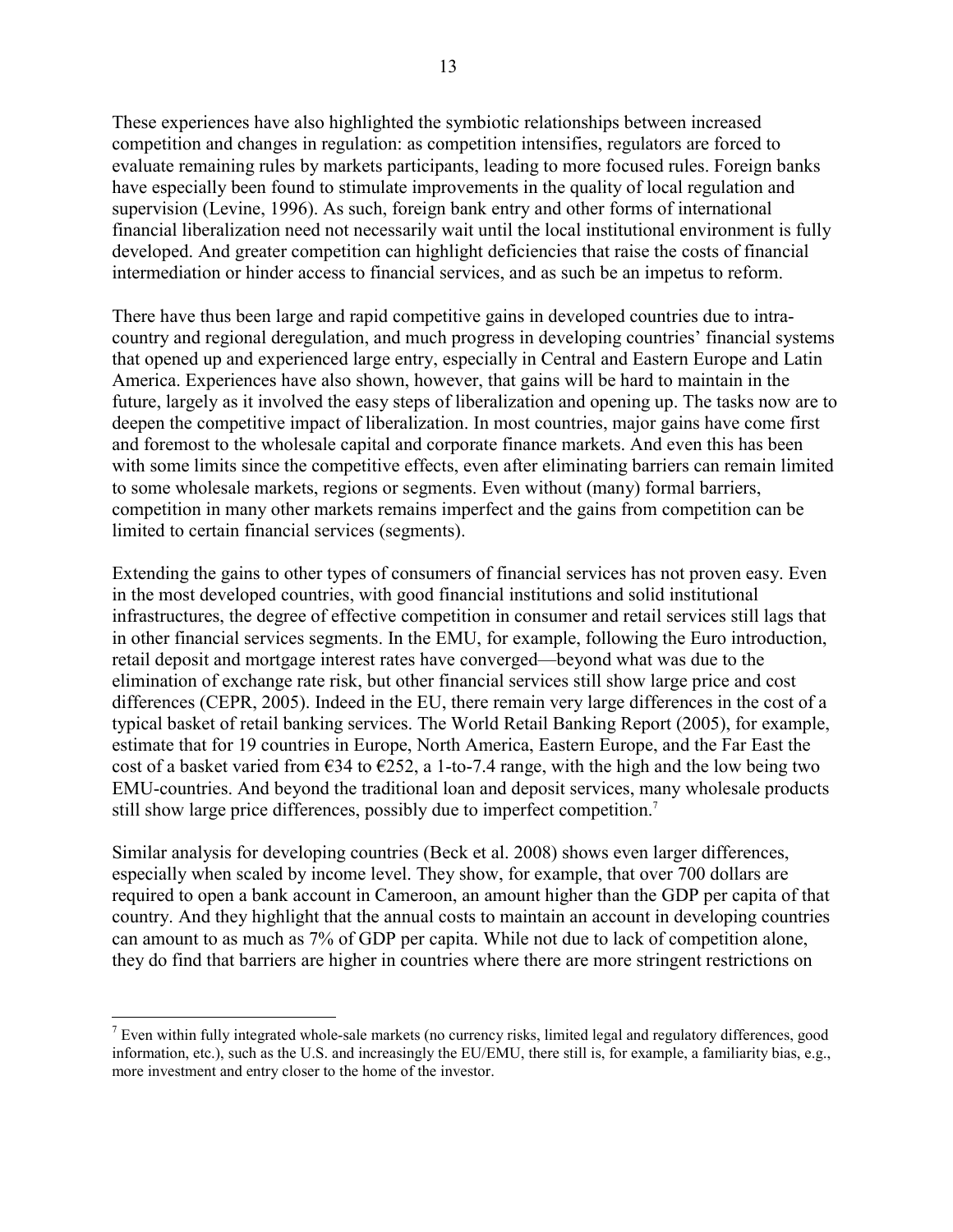These experiences have also highlighted the symbiotic relationships between increased competition and changes in regulation: as competition intensifies, regulators are forced to evaluate remaining rules by markets participants, leading to more focused rules. Foreign banks have especially been found to stimulate improvements in the quality of local regulation and supervision (Levine, 1996). As such, foreign bank entry and other forms of international financial liberalization need not necessarily wait until the local institutional environment is fully developed. And greater competition can highlight deficiencies that raise the costs of financial intermediation or hinder access to financial services, and as such be an impetus to reform.

There have thus been large and rapid competitive gains in developed countries due to intra-country and regional deregulation, and much progress in developing countries' financial systems that opened up and experienced large entry, especially in Central and Eastern Europe and Latin America. Experiences have also shown, however, that gains will be hard to maintain in the future, largely as it involved the easy steps of liberalization and opening up. The tasks now are to deepen the competitive impact of liberalization. In most countries, major gains have come first and foremost to the wholesale capital and corporate finance markets. And even this has been with some limits since the competitive effects, even after eliminating barriers can remain limited to some wholesale markets, regions or segments. Even without (many) formal barriers, competition in many other markets remains imperfect and the gains from competition can be limited to certain financial services (segments).

Extending the gains to other types of consumers of financial services has not proven easy. Even in the most developed countries, with good financial institutions and solid institutional infrastructures, the degree of effective competition in consumer and retail services still lags that in other financial services segments. In the EMU, for example, following the Euro introduction, retail deposit and mortgage interest rates have converged—beyond what was due to the elimination of exchange rate risk, but other financial services still show large price and cost differences (CEPR, 2005). Indeed in the EU, there remain very large differences in the cost of a typical basket of retail banking services. The World Retail Banking Report (2005), for example, estimate that for 19 countries in Europe, North America, Eastern Europe, and the Far East the cost of a basket varied from €34 to €252, a 1-to-7.4 range, with the high and the low being two EMU-countries. And beyond the traditional loan and deposit services, many wholesale products still show large price differences, possibly due to imperfect competition.[7]

Similar analysis for developing countries (Beck et al. 2008) shows even larger differences, especially when scaled by income level. They show, for example, that over 700 dollars are required to open a bank account in Cameroon, an amount higher than the GDP per capita of that country. And they highlight that the annual costs to maintain an account in developing countries can amount to as much as 7% of GDP per capita. While not due to lack of competition alone, they do find that barriers are higher in countries where there are more stringent restrictions on

[7] Even within fully integrated whole-sale markets (no currency risks, limited legal and regulatory differences, good information, etc.), such as the U.S. and increasingly the EU/EMU, there still is, for example, a familiarity bias, e.g., more investment and entry closer to the home of the investor.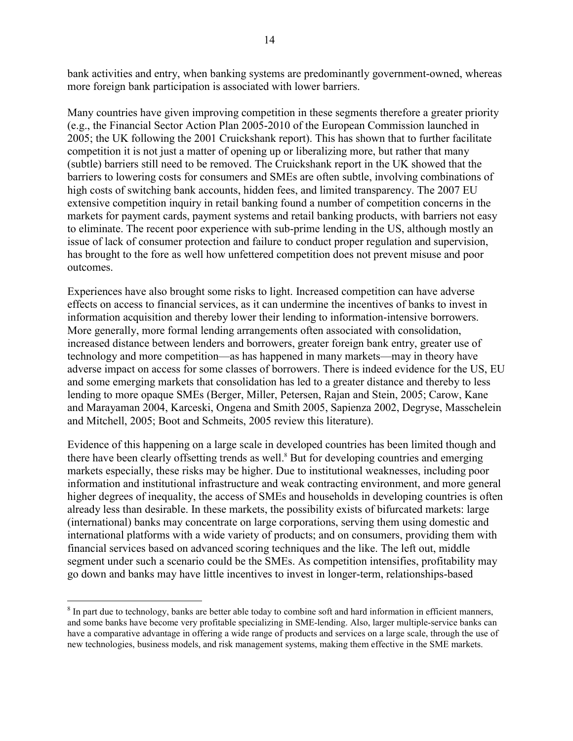bank activities and entry, when banking systems are predominantly government-owned, whereas more foreign bank participation is associated with lower barriers.

Many countries have given improving competition in these segments therefore a greater priority (e.g., the Financial Sector Action Plan 2005-2010 of the European Commission launched in 2005; the UK following the 2001 Cruickshank report). This has shown that to further facilitate competition it is not just a matter of opening up or liberalizing more, but rather that many (subtle) barriers still need to be removed. The Cruickshank report in the UK showed that the barriers to lowering costs for consumers and SMEs are often subtle, involving combinations of high costs of switching bank accounts, hidden fees, and limited transparency. The 2007 EU extensive competition inquiry in retail banking found a number of competition concerns in the markets for payment cards, payment systems and retail banking products, with barriers not easy to eliminate. The recent poor experience with sub-prime lending in the US, although mostly an issue of lack of consumer protection and failure to conduct proper regulation and supervision, has brought to the fore as well how unfettered competition does not prevent misuse and poor outcomes.

Experiences have also brought some risks to light. Increased competition can have adverse effects on access to financial services, as it can undermine the incentives of banks to invest in information acquisition and thereby lower their lending to information-intensive borrowers. More generally, more formal lending arrangements often associated with consolidation, increased distance between lenders and borrowers, greater foreign bank entry, greater use of technology and more competition—as has happened in many markets—may in theory have adverse impact on access for some classes of borrowers. There is indeed evidence for the US, EU and some emerging markets that consolidation has led to a greater distance and thereby to less lending to more opaque SMEs (Berger, Miller, Petersen, Rajan and Stein, 2005; Carow, Kane and Marayaman 2004, Karceski, Ongena and Smith 2005, Sapienza 2002, Degryse, Masschelein and Mitchell, 2005; Boot and Schmeits, 2005 review this literature).

Evidence of this happening on a large scale in developed countries has been limited though and there have been clearly offsetting trends as well.[8] But for developing countries and emerging markets especially, these risks may be higher. Due to institutional weaknesses, including poor information and institutional infrastructure and weak contracting environment, and more general higher degrees of inequality, the access of SMEs and households in developing countries is often already less than desirable. In these markets, the possibility exists of bifurcated markets: large (international) banks may concentrate on large corporations, serving them using domestic and international platforms with a wide variety of products; and on consumers, providing them with financial services based on advanced scoring techniques and the like. The left out, middle segment under such a scenario could be the SMEs. As competition intensifies, profitability may go down and banks may have little incentives to invest in longer-term, relationships-based

[8] In part due to technology, banks are better able today to combine soft and hard information in efficient manners, and some banks have become very profitable specializing in SME-lending. Also, larger multiple-service banks can have a comparative advantage in offering a wide range of products and services on a large scale, through the use of new technologies, business models, and risk management systems, making them effective in the SME markets.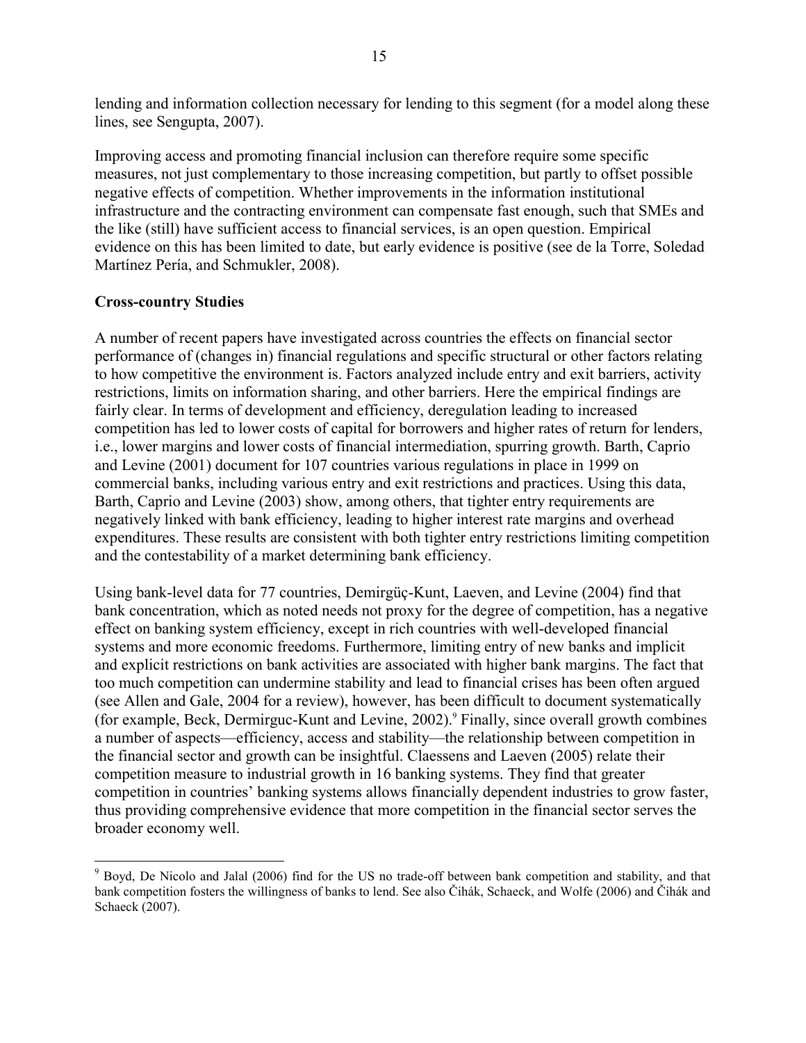lending and information collection necessary for lending to this segment (for a model along these lines, see Sengupta, 2007).

Improving access and promoting financial inclusion can therefore require some specific measures, not just complementary to those increasing competition, but partly to offset possible negative effects of competition. Whether improvements in the information institutional infrastructure and the contracting environment can compensate fast enough, such that SMEs and the like (still) have sufficient access to financial services, is an open question. Empirical evidence on this has been limited to date, but early evidence is positive (see de la Torre, Soledad Martínez Pería, and Schmukler, 2008).

**Cross-country Studies**

A number of recent papers have investigated across countries the effects on financial sector performance of (changes in) financial regulations and specific structural or other factors relating to how competitive the environment is. Factors analyzed include entry and exit barriers, activity restrictions, limits on information sharing, and other barriers. Here the empirical findings are fairly clear. In terms of development and efficiency, deregulation leading to increased competition has led to lower costs of capital for borrowers and higher rates of return for lenders, i.e., lower margins and lower costs of financial intermediation, spurring growth. Barth, Caprio and Levine (2001) document for 107 countries various regulations in place in 1999 on commercial banks, including various entry and exit restrictions and practices. Using this data, Barth, Caprio and Levine (2003) show, among others, that tighter entry requirements are negatively linked with bank efficiency, leading to higher interest rate margins and overhead expenditures. These results are consistent with both tighter entry restrictions limiting competition and the contestability of a market determining bank efficiency.

Using bank-level data for 77 countries, Demirgüç-Kunt, Laeven, and Levine (2004) find that bank concentration, which as noted needs not proxy for the degree of competition, has a negative effect on banking system efficiency, except in rich countries with well-developed financial systems and more economic freedoms. Furthermore, limiting entry of new banks and implicit and explicit restrictions on bank activities are associated with higher bank margins. The fact that too much competition can undermine stability and lead to financial crises has been often argued (see Allen and Gale, 2004 for a review), however, has been difficult to document systematically (for example, Beck, Dermirguc-Kunt and Levine, 2002).[9] Finally, since overall growth combines a number of aspects—efficiency, access and stability—the relationship between competition in the financial sector and growth can be insightful. Claessens and Laeven (2005) relate their competition measure to industrial growth in 16 banking systems. They find that greater competition in countries' banking systems allows financially dependent industries to grow faster, thus providing comprehensive evidence that more competition in the financial sector serves the broader economy well.

---

[9] Boyd, De Nicolo and Jalal (2006) find for the US no trade-off between bank competition and stability, and that bank competition fosters the willingness of banks to lend. See also Čihák, Schaeck, and Wolfe (2006) and Čihák and Schaeck (2007).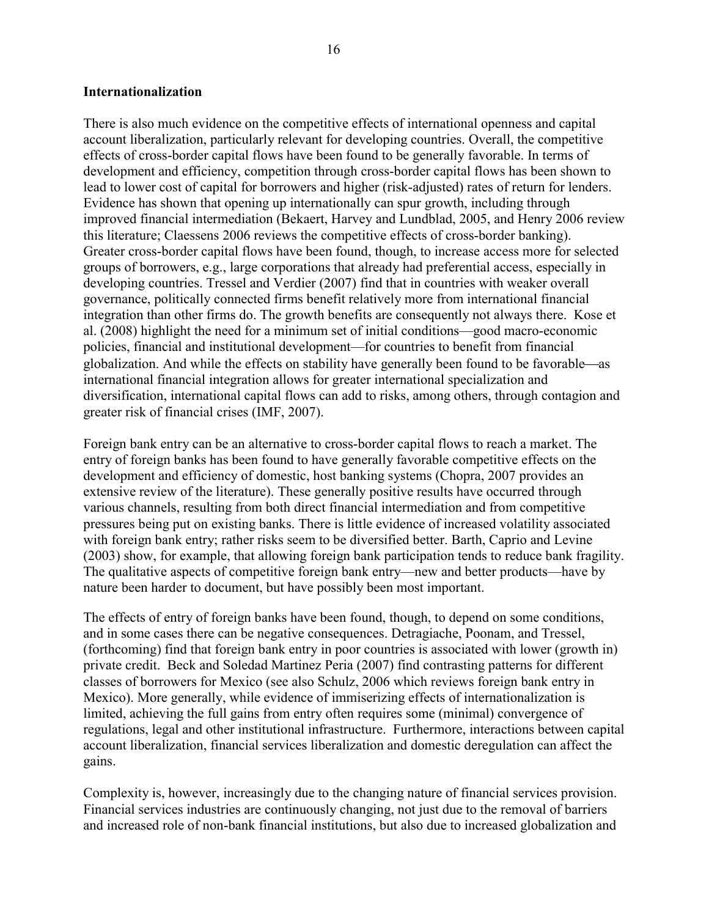**Internationalization**

There is also much evidence on the competitive effects of international openness and capital account liberalization, particularly relevant for developing countries. Overall, the competitive effects of cross-border capital flows have been found to be generally favorable. In terms of development and efficiency, competition through cross-border capital flows has been shown to lead to lower cost of capital for borrowers and higher (risk-adjusted) rates of return for lenders. Evidence has shown that opening up internationally can spur growth, including through improved financial intermediation (Bekaert, Harvey and Lundblad, 2005, and Henry 2006 review this literature; Claessens 2006 reviews the competitive effects of cross-border banking). Greater cross-border capital flows have been found, though, to increase access more for selected groups of borrowers, e.g., large corporations that already had preferential access, especially in developing countries. Tressel and Verdier (2007) find that in countries with weaker overall governance, politically connected firms benefit relatively more from international financial integration than other firms do. The growth benefits are consequently not always there. Kose et al. (2008) highlight the need for a minimum set of initial conditions—good macro-economic policies, financial and institutional development—for countries to benefit from financial globalization. And while the effects on stability have generally been found to be favorable—as international financial integration allows for greater international specialization and diversification, international capital flows can add to risks, among others, through contagion and greater risk of financial crises (IMF, 2007).

Foreign bank entry can be an alternative to cross-border capital flows to reach a market. The entry of foreign banks has been found to have generally favorable competitive effects on the development and efficiency of domestic, host banking systems (Chopra, 2007 provides an extensive review of the literature). These generally positive results have occurred through various channels, resulting from both direct financial intermediation and from competitive pressures being put on existing banks. There is little evidence of increased volatility associated with foreign bank entry; rather risks seem to be diversified better. Barth, Caprio and Levine (2003) show, for example, that allowing foreign bank participation tends to reduce bank fragility. The qualitative aspects of competitive foreign bank entry—new and better products—have by nature been harder to document, but have possibly been most important.

The effects of entry of foreign banks have been found, though, to depend on some conditions, and in some cases there can be negative consequences. Detragiache, Poonam, and Tressel, (forthcoming) find that foreign bank entry in poor countries is associated with lower (growth in) private credit. Beck and Soledad Martinez Peria (2007) find contrasting patterns for different classes of borrowers for Mexico (see also Schulz, 2006 which reviews foreign bank entry in Mexico). More generally, while evidence of immiserizing effects of internationalization is limited, achieving the full gains from entry often requires some (minimal) convergence of regulations, legal and other institutional infrastructure. Furthermore, interactions between capital account liberalization, financial services liberalization and domestic deregulation can affect the gains.

Complexity is, however, increasingly due to the changing nature of financial services provision. Financial services industries are continuously changing, not just due to the removal of barriers and increased role of non-bank financial institutions, but also due to increased globalization and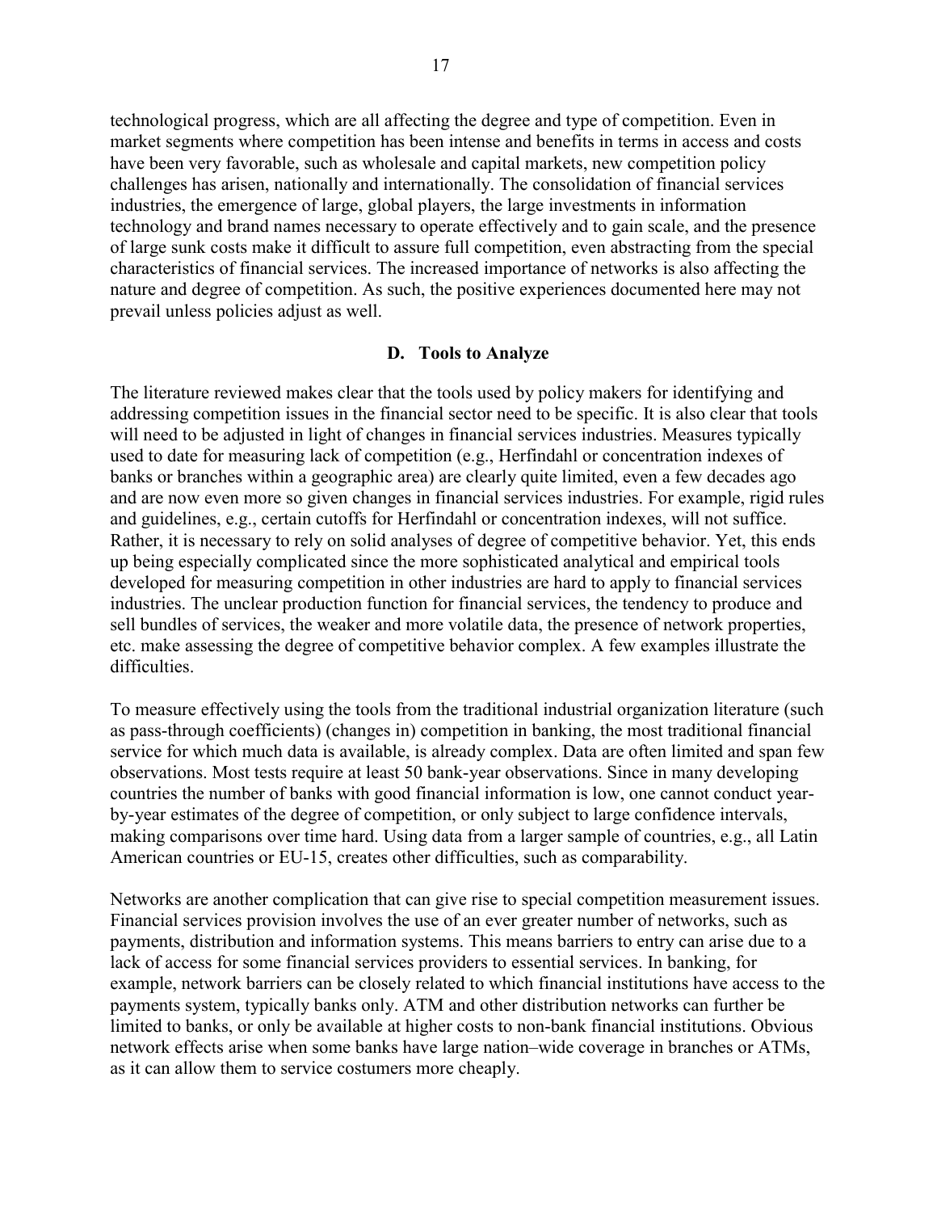technological progress, which are all affecting the degree and type of competition. Even in market segments where competition has been intense and benefits in terms in access and costs have been very favorable, such as wholesale and capital markets, new competition policy challenges has arisen, nationally and internationally. The consolidation of financial services industries, the emergence of large, global players, the large investments in information technology and brand names necessary to operate effectively and to gain scale, and the presence of large sunk costs make it difficult to assure full competition, even abstracting from the special characteristics of financial services. The increased importance of networks is also affecting the nature and degree of competition. As such, the positive experiences documented here may not prevail unless policies adjust as well.

### D. Tools to Analyze

The literature reviewed makes clear that the tools used by policy makers for identifying and addressing competition issues in the financial sector need to be specific. It is also clear that tools will need to be adjusted in light of changes in financial services industries. Measures typically used to date for measuring lack of competition (e.g., Herfindahl or concentration indexes of banks or branches within a geographic area) are clearly quite limited, even a few decades ago and are now even more so given changes in financial services industries. For example, rigid rules and guidelines, e.g., certain cutoffs for Herfindahl or concentration indexes, will not suffice. Rather, it is necessary to rely on solid analyses of degree of competitive behavior. Yet, this ends up being especially complicated since the more sophisticated analytical and empirical tools developed for measuring competition in other industries are hard to apply to financial services industries. The unclear production function for financial services, the tendency to produce and sell bundles of services, the weaker and more volatile data, the presence of network properties, etc. make assessing the degree of competitive behavior complex. A few examples illustrate the difficulties.

To measure effectively using the tools from the traditional industrial organization literature (such as pass-through coefficients) (changes in) competition in banking, the most traditional financial service for which much data is available, is already complex. Data are often limited and span few observations. Most tests require at least 50 bank-year observations. Since in many developing countries the number of banks with good financial information is low, one cannot conduct year-by-year estimates of the degree of competition, or only subject to large confidence intervals, making comparisons over time hard. Using data from a larger sample of countries, e.g., all Latin American countries or EU-15, creates other difficulties, such as comparability.

Networks are another complication that can give rise to special competition measurement issues. Financial services provision involves the use of an ever greater number of networks, such as payments, distribution and information systems. This means barriers to entry can arise due to a lack of access for some financial services providers to essential services. In banking, for example, network barriers can be closely related to which financial institutions have access to the payments system, typically banks only. ATM and other distribution networks can further be limited to banks, or only be available at higher costs to non-bank financial institutions. Obvious network effects arise when some banks have large nation–wide coverage in branches or ATMs, as it can allow them to service costumers more cheaply.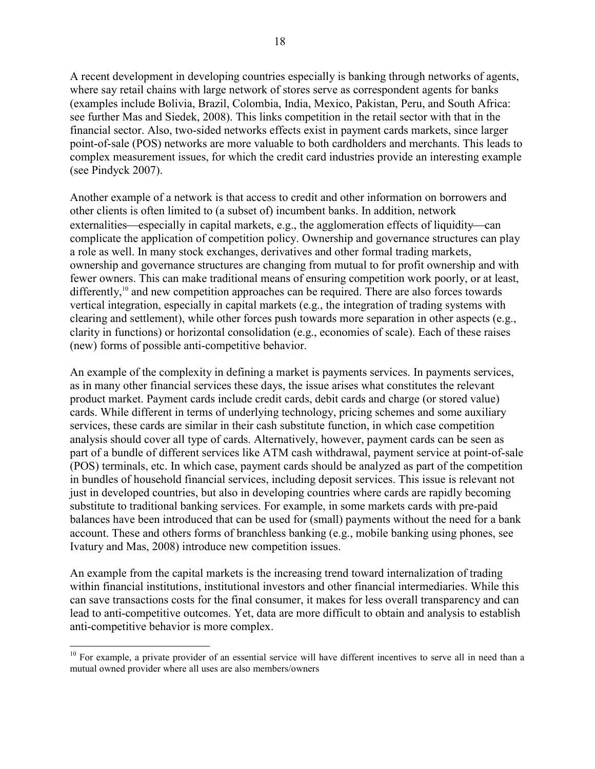A recent development in developing countries especially is banking through networks of agents, where say retail chains with large network of stores serve as correspondent agents for banks (examples include Bolivia, Brazil, Colombia, India, Mexico, Pakistan, Peru, and South Africa: see further Mas and Siedek, 2008). This links competition in the retail sector with that in the financial sector. Also, two-sided networks effects exist in payment cards markets, since larger point-of-sale (POS) networks are more valuable to both cardholders and merchants. This leads to complex measurement issues, for which the credit card industries provide an interesting example (see Pindyck 2007).

Another example of a network is that access to credit and other information on borrowers and other clients is often limited to (a subset of) incumbent banks. In addition, network externalities—especially in capital markets, e.g., the agglomeration effects of liquidity—can complicate the application of competition policy. Ownership and governance structures can play a role as well. In many stock exchanges, derivatives and other formal trading markets, ownership and governance structures are changing from mutual to for profit ownership and with fewer owners. This can make traditional means of ensuring competition work poorly, or at least, differently,[10] and new competition approaches can be required. There are also forces towards vertical integration, especially in capital markets (e.g., the integration of trading systems with clearing and settlement), while other forces push towards more separation in other aspects (e.g., clarity in functions) or horizontal consolidation (e.g., economies of scale). Each of these raises (new) forms of possible anti-competitive behavior.

An example of the complexity in defining a market is payments services. In payments services, as in many other financial services these days, the issue arises what constitutes the relevant product market. Payment cards include credit cards, debit cards and charge (or stored value) cards. While different in terms of underlying technology, pricing schemes and some auxiliary services, these cards are similar in their cash substitute function, in which case competition analysis should cover all type of cards. Alternatively, however, payment cards can be seen as part of a bundle of different services like ATM cash withdrawal, payment service at point-of-sale (POS) terminals, etc. In which case, payment cards should be analyzed as part of the competition in bundles of household financial services, including deposit services. This issue is relevant not just in developed countries, but also in developing countries where cards are rapidly becoming substitute to traditional banking services. For example, in some markets cards with pre-paid balances have been introduced that can be used for (small) payments without the need for a bank account. These and others forms of branchless banking (e.g., mobile banking using phones, see Ivatury and Mas, 2008) introduce new competition issues.

An example from the capital markets is the increasing trend toward internalization of trading within financial institutions, institutional investors and other financial intermediaries. While this can save transactions costs for the final consumer, it makes for less overall transparency and can lead to anti-competitive outcomes. Yet, data are more difficult to obtain and analysis to establish anti-competitive behavior is more complex.

---

[10] For example, a private provider of an essential service will have different incentives to serve all in need than a mutual owned provider where all uses are also members/owners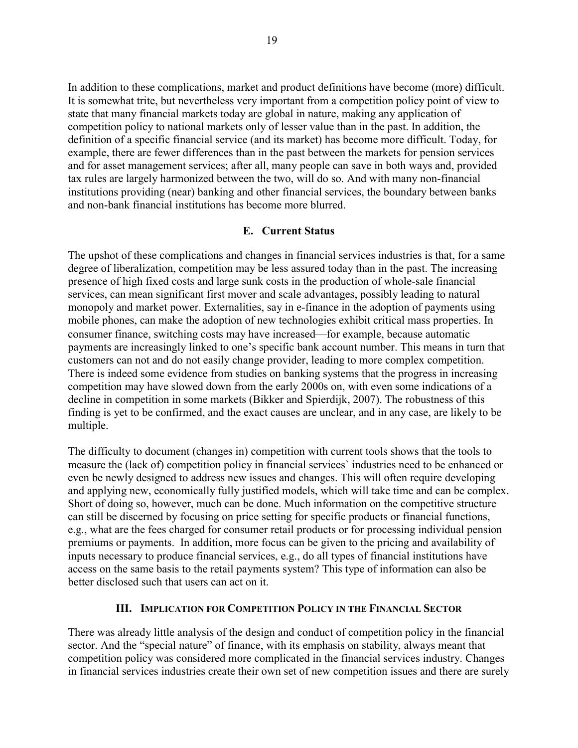In addition to these complications, market and product definitions have become (more) difficult. It is somewhat trite, but nevertheless very important from a competition policy point of view to state that many financial markets today are global in nature, making any application of competition policy to national markets only of lesser value than in the past. In addition, the definition of a specific financial service (and its market) has become more difficult. Today, for example, there are fewer differences than in the past between the markets for pension services and for asset management services; after all, many people can save in both ways and, provided tax rules are largely harmonized between the two, will do so. And with many non-financial institutions providing (near) banking and other financial services, the boundary between banks and non-bank financial institutions has become more blurred.

### E. Current Status

The upshot of these complications and changes in financial services industries is that, for a same degree of liberalization, competition may be less assured today than in the past. The increasing presence of high fixed costs and large sunk costs in the production of whole-sale financial services, can mean significant first mover and scale advantages, possibly leading to natural monopoly and market power. Externalities, say in e-finance in the adoption of payments using mobile phones, can make the adoption of new technologies exhibit critical mass properties. In consumer finance, switching costs may have increased—for example, because automatic payments are increasingly linked to one's specific bank account number. This means in turn that customers can not and do not easily change provider, leading to more complex competition. There is indeed some evidence from studies on banking systems that the progress in increasing competition may have slowed down from the early 2000s on, with even some indications of a decline in competition in some markets (Bikker and Spierdijk, 2007). The robustness of this finding is yet to be confirmed, and the exact causes are unclear, and in any case, are likely to be multiple.

The difficulty to document (changes in) competition with current tools shows that the tools to measure the (lack of) competition policy in financial services` industries need to be enhanced or even be newly designed to address new issues and changes. This will often require developing and applying new, economically fully justified models, which will take time and can be complex. Short of doing so, however, much can be done. Much information on the competitive structure can still be discerned by focusing on price setting for specific products or financial functions, e.g., what are the fees charged for consumer retail products or for processing individual pension premiums or payments. In addition, more focus can be given to the pricing and availability of inputs necessary to produce financial services, e.g., do all types of financial institutions have access on the same basis to the retail payments system? This type of information can also be better disclosed such that users can act on it.

## III. Implication for Competition Policy in the Financial Sector

There was already little analysis of the design and conduct of competition policy in the financial sector. And the "special nature" of finance, with its emphasis on stability, always meant that competition policy was considered more complicated in the financial services industry. Changes in financial services industries create their own set of new competition issues and there are surely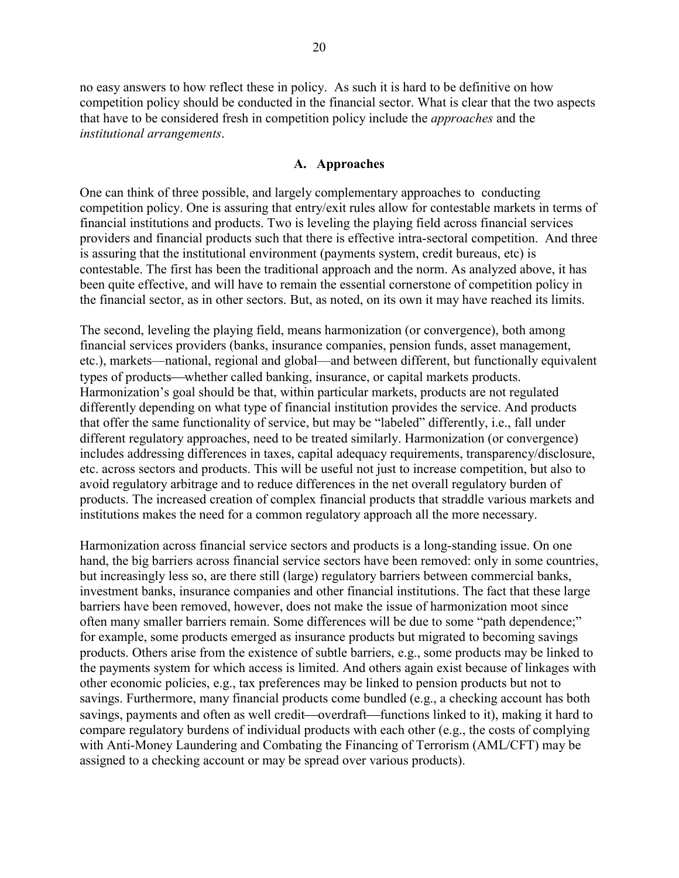no easy answers to how reflect these in policy. As such it is hard to be definitive on how competition policy should be conducted in the financial sector. What is clear that the two aspects that have to be considered fresh in competition policy include the *approaches* and the *institutional arrangements*.

## A. Approaches

One can think of three possible, and largely complementary approaches to conducting competition policy. One is assuring that entry/exit rules allow for contestable markets in terms of financial institutions and products. Two is leveling the playing field across financial services providers and financial products such that there is effective intra-sectoral competition. And three is assuring that the institutional environment (payments system, credit bureaus, etc) is contestable. The first has been the traditional approach and the norm. As analyzed above, it has been quite effective, and will have to remain the essential cornerstone of competition policy in the financial sector, as in other sectors. But, as noted, on its own it may have reached its limits.

The second, leveling the playing field, means harmonization (or convergence), both among financial services providers (banks, insurance companies, pension funds, asset management, etc.), markets—national, regional and global—and between different, but functionally equivalent types of products—whether called banking, insurance, or capital markets products. Harmonization's goal should be that, within particular markets, products are not regulated differently depending on what type of financial institution provides the service. And products that offer the same functionality of service, but may be "labeled" differently, i.e., fall under different regulatory approaches, need to be treated similarly. Harmonization (or convergence) includes addressing differences in taxes, capital adequacy requirements, transparency/disclosure, etc. across sectors and products. This will be useful not just to increase competition, but also to avoid regulatory arbitrage and to reduce differences in the net overall regulatory burden of products. The increased creation of complex financial products that straddle various markets and institutions makes the need for a common regulatory approach all the more necessary.

Harmonization across financial service sectors and products is a long-standing issue. On one hand, the big barriers across financial service sectors have been removed: only in some countries, but increasingly less so, are there still (large) regulatory barriers between commercial banks, investment banks, insurance companies and other financial institutions. The fact that these large barriers have been removed, however, does not make the issue of harmonization moot since often many smaller barriers remain. Some differences will be due to some "path dependence;" for example, some products emerged as insurance products but migrated to becoming savings products. Others arise from the existence of subtle barriers, e.g., some products may be linked to the payments system for which access is limited. And others again exist because of linkages with other economic policies, e.g., tax preferences may be linked to pension products but not to savings. Furthermore, many financial products come bundled (e.g., a checking account has both savings, payments and often as well credit—overdraft—functions linked to it), making it hard to compare regulatory burdens of individual products with each other (e.g., the costs of complying with Anti-Money Laundering and Combating the Financing of Terrorism (AML/CFT) may be assigned to a checking account or may be spread over various products).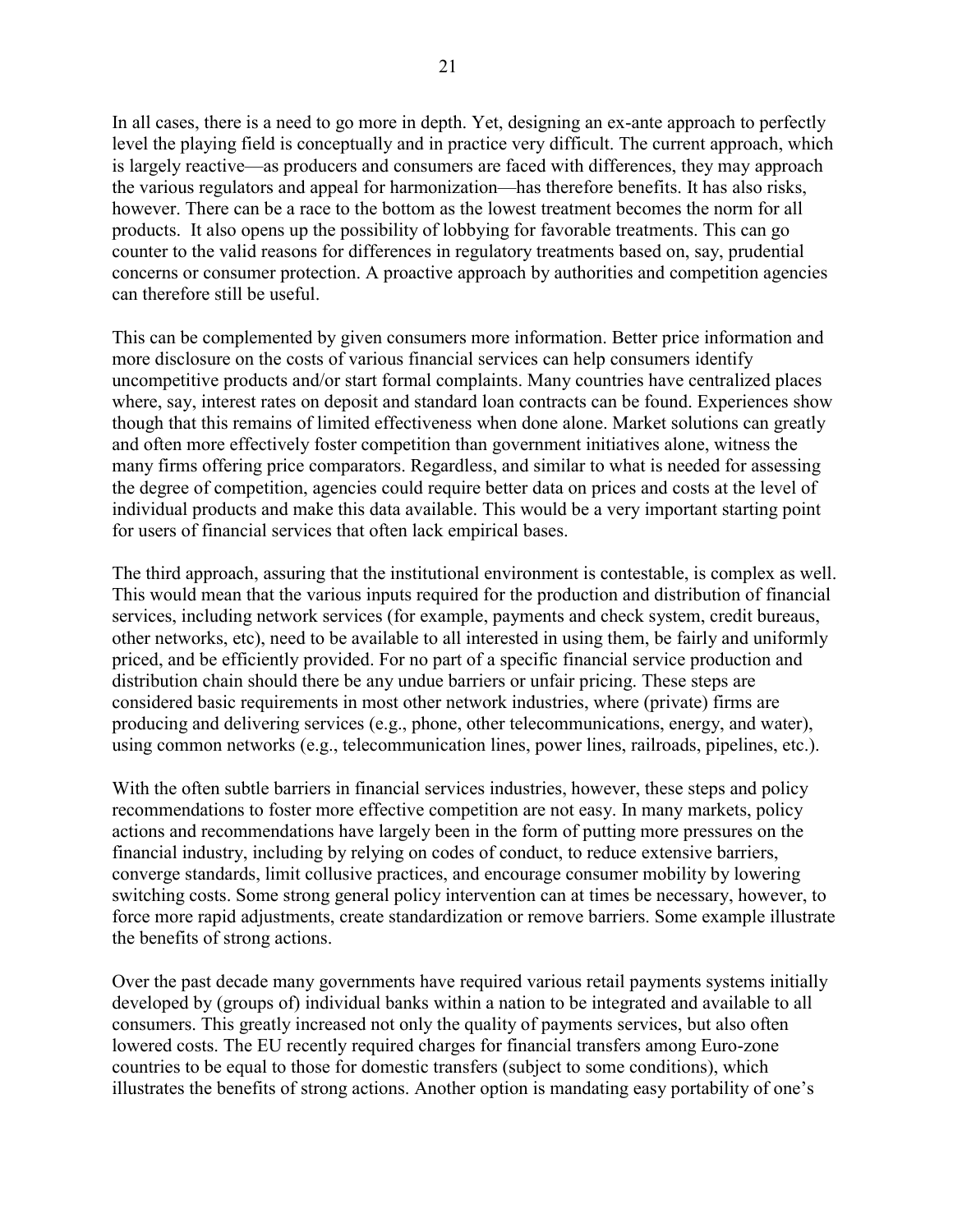In all cases, there is a need to go more in depth. Yet, designing an ex-ante approach to perfectly level the playing field is conceptually and in practice very difficult. The current approach, which is largely reactive—as producers and consumers are faced with differences, they may approach the various regulators and appeal for harmonization—has therefore benefits. It has also risks, however. There can be a race to the bottom as the lowest treatment becomes the norm for all products. It also opens up the possibility of lobbying for favorable treatments. This can go counter to the valid reasons for differences in regulatory treatments based on, say, prudential concerns or consumer protection. A proactive approach by authorities and competition agencies can therefore still be useful.

This can be complemented by given consumers more information. Better price information and more disclosure on the costs of various financial services can help consumers identify uncompetitive products and/or start formal complaints. Many countries have centralized places where, say, interest rates on deposit and standard loan contracts can be found. Experiences show though that this remains of limited effectiveness when done alone. Market solutions can greatly and often more effectively foster competition than government initiatives alone, witness the many firms offering price comparators. Regardless, and similar to what is needed for assessing the degree of competition, agencies could require better data on prices and costs at the level of individual products and make this data available. This would be a very important starting point for users of financial services that often lack empirical bases.

The third approach, assuring that the institutional environment is contestable, is complex as well. This would mean that the various inputs required for the production and distribution of financial services, including network services (for example, payments and check system, credit bureaus, other networks, etc), need to be available to all interested in using them, be fairly and uniformly priced, and be efficiently provided. For no part of a specific financial service production and distribution chain should there be any undue barriers or unfair pricing. These steps are considered basic requirements in most other network industries, where (private) firms are producing and delivering services (e.g., phone, other telecommunications, energy, and water), using common networks (e.g., telecommunication lines, power lines, railroads, pipelines, etc.).

With the often subtle barriers in financial services industries, however, these steps and policy recommendations to foster more effective competition are not easy. In many markets, policy actions and recommendations have largely been in the form of putting more pressures on the financial industry, including by relying on codes of conduct, to reduce extensive barriers, converge standards, limit collusive practices, and encourage consumer mobility by lowering switching costs. Some strong general policy intervention can at times be necessary, however, to force more rapid adjustments, create standardization or remove barriers. Some example illustrate the benefits of strong actions.

Over the past decade many governments have required various retail payments systems initially developed by (groups of) individual banks within a nation to be integrated and available to all consumers. This greatly increased not only the quality of payments services, but also often lowered costs. The EU recently required charges for financial transfers among Euro-zone countries to be equal to those for domestic transfers (subject to some conditions), which illustrates the benefits of strong actions. Another option is mandating easy portability of one's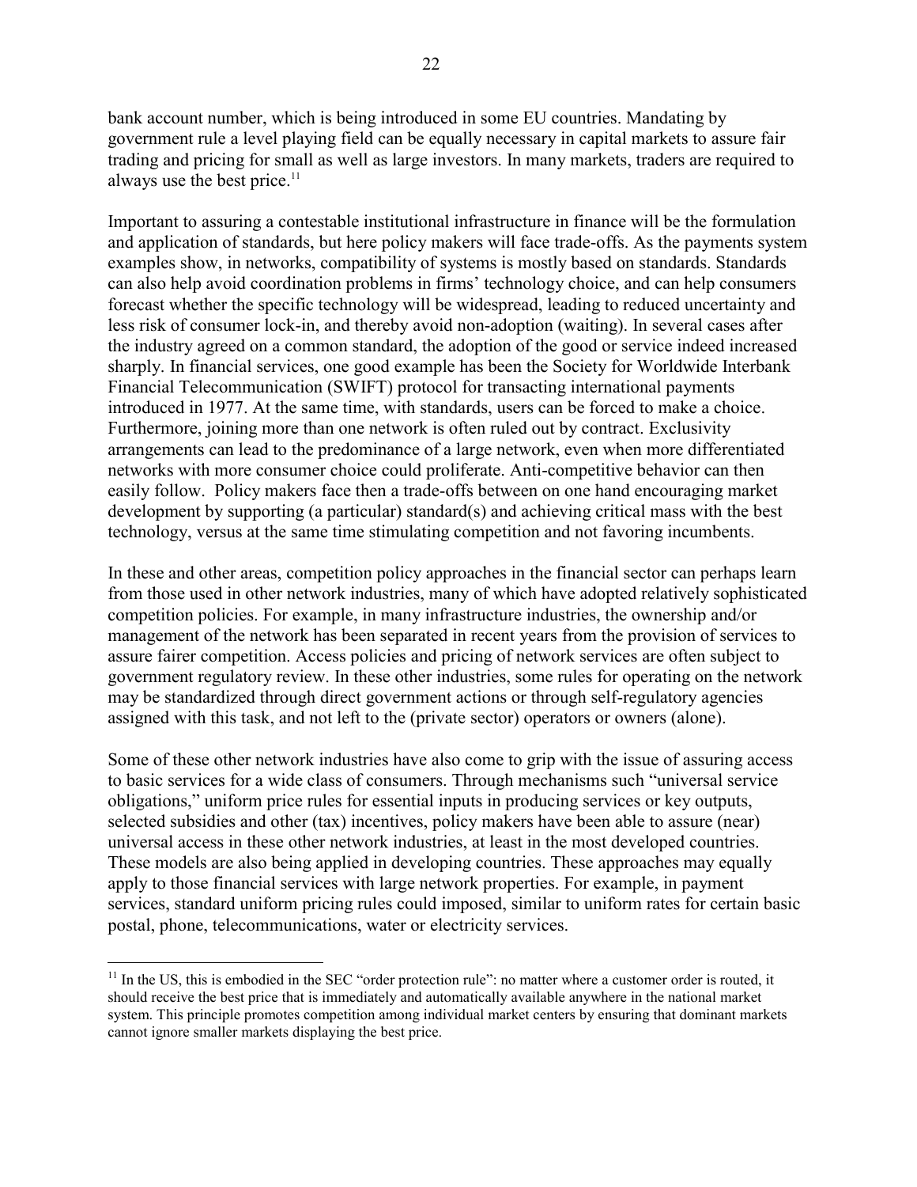bank account number, which is being introduced in some EU countries. Mandating by government rule a level playing field can be equally necessary in capital markets to assure fair trading and pricing for small as well as large investors. In many markets, traders are required to always use the best price.[11]

Important to assuring a contestable institutional infrastructure in finance will be the formulation and application of standards, but here policy makers will face trade-offs. As the payments system examples show, in networks, compatibility of systems is mostly based on standards. Standards can also help avoid coordination problems in firms' technology choice, and can help consumers forecast whether the specific technology will be widespread, leading to reduced uncertainty and less risk of consumer lock-in, and thereby avoid non-adoption (waiting). In several cases after the industry agreed on a common standard, the adoption of the good or service indeed increased sharply. In financial services, one good example has been the Society for Worldwide Interbank Financial Telecommunication (SWIFT) protocol for transacting international payments introduced in 1977. At the same time, with standards, users can be forced to make a choice. Furthermore, joining more than one network is often ruled out by contract. Exclusivity arrangements can lead to the predominance of a large network, even when more differentiated networks with more consumer choice could proliferate. Anti-competitive behavior can then easily follow. Policy makers face then a trade-offs between on one hand encouraging market development by supporting (a particular) standard(s) and achieving critical mass with the best technology, versus at the same time stimulating competition and not favoring incumbents.

In these and other areas, competition policy approaches in the financial sector can perhaps learn from those used in other network industries, many of which have adopted relatively sophisticated competition policies. For example, in many infrastructure industries, the ownership and/or management of the network has been separated in recent years from the provision of services to assure fairer competition. Access policies and pricing of network services are often subject to government regulatory review. In these other industries, some rules for operating on the network may be standardized through direct government actions or through self-regulatory agencies assigned with this task, and not left to the (private sector) operators or owners (alone).

Some of these other network industries have also come to grip with the issue of assuring access to basic services for a wide class of consumers. Through mechanisms such "universal service obligations," uniform price rules for essential inputs in producing services or key outputs, selected subsidies and other (tax) incentives, policy makers have been able to assure (near) universal access in these other network industries, at least in the most developed countries. These models are also being applied in developing countries. These approaches may equally apply to those financial services with large network properties. For example, in payment services, standard uniform pricing rules could imposed, similar to uniform rates for certain basic postal, phone, telecommunications, water or electricity services.

[11] In the US, this is embodied in the SEC "order protection rule": no matter where a customer order is routed, it should receive the best price that is immediately and automatically available anywhere in the national market system. This principle promotes competition among individual market centers by ensuring that dominant markets cannot ignore smaller markets displaying the best price.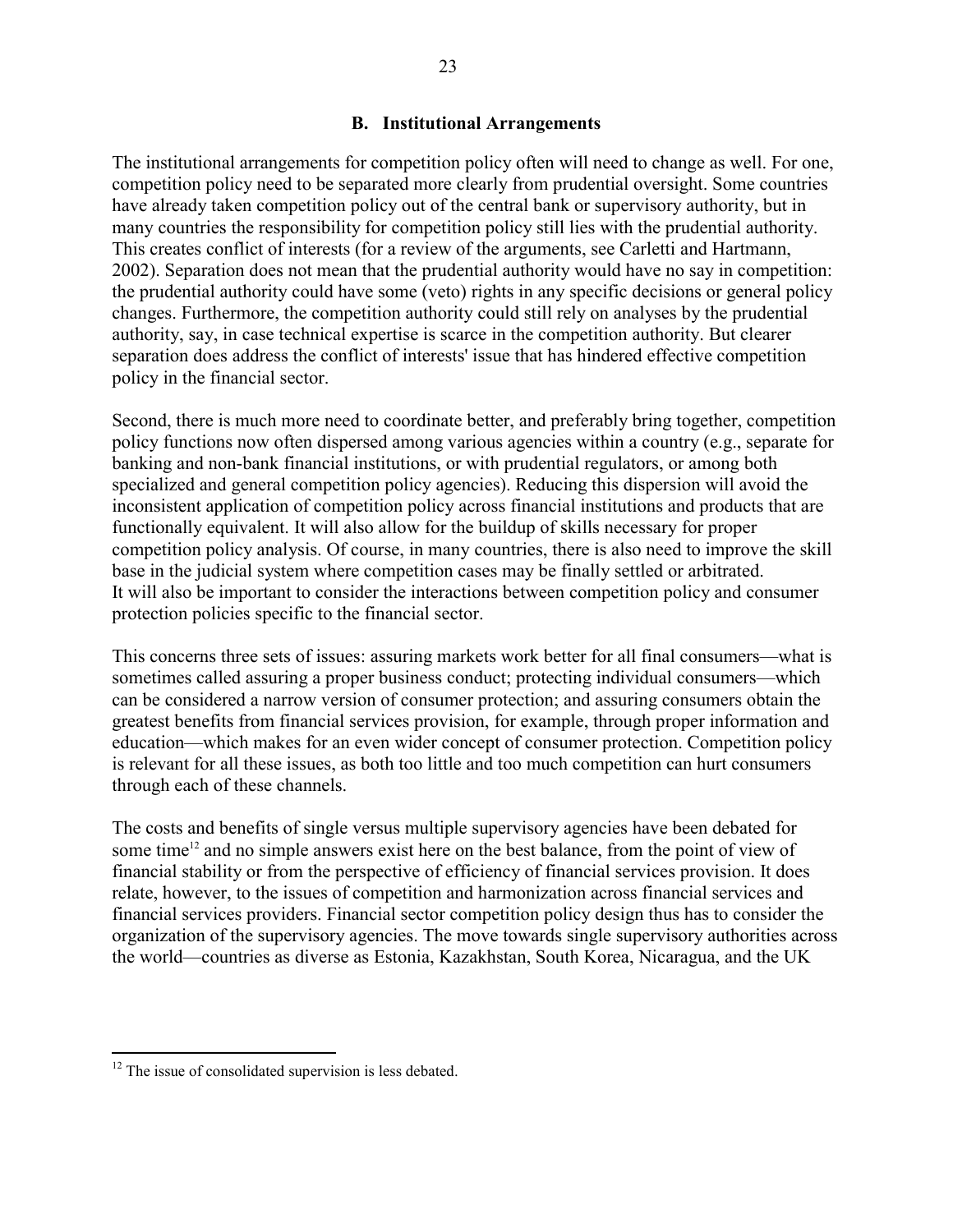### B. Institutional Arrangements

The institutional arrangements for competition policy often will need to change as well. For one, competition policy need to be separated more clearly from prudential oversight. Some countries have already taken competition policy out of the central bank or supervisory authority, but in many countries the responsibility for competition policy still lies with the prudential authority. This creates conflict of interests (for a review of the arguments, see Carletti and Hartmann, 2002). Separation does not mean that the prudential authority would have no say in competition: the prudential authority could have some (veto) rights in any specific decisions or general policy changes. Furthermore, the competition authority could still rely on analyses by the prudential authority, say, in case technical expertise is scarce in the competition authority. But clearer separation does address the conflict of interests' issue that has hindered effective competition policy in the financial sector.

Second, there is much more need to coordinate better, and preferably bring together, competition policy functions now often dispersed among various agencies within a country (e.g., separate for banking and non-bank financial institutions, or with prudential regulators, or among both specialized and general competition policy agencies). Reducing this dispersion will avoid the inconsistent application of competition policy across financial institutions and products that are functionally equivalent. It will also allow for the buildup of skills necessary for proper competition policy analysis. Of course, in many countries, there is also need to improve the skill base in the judicial system where competition cases may be finally settled or arbitrated. It will also be important to consider the interactions between competition policy and consumer protection policies specific to the financial sector.

This concerns three sets of issues: assuring markets work better for all final consumers—what is sometimes called assuring a proper business conduct; protecting individual consumers—which can be considered a narrow version of consumer protection; and assuring consumers obtain the greatest benefits from financial services provision, for example, through proper information and education—which makes for an even wider concept of consumer protection. Competition policy is relevant for all these issues, as both too little and too much competition can hurt consumers through each of these channels.

The costs and benefits of single versus multiple supervisory agencies have been debated for some time[12] and no simple answers exist here on the best balance, from the point of view of financial stability or from the perspective of efficiency of financial services provision. It does relate, however, to the issues of competition and harmonization across financial services and financial services providers. Financial sector competition policy design thus has to consider the organization of the supervisory agencies. The move towards single supervisory authorities across the world—countries as diverse as Estonia, Kazakhstan, South Korea, Nicaragua, and the UK

---

[12] The issue of consolidated supervision is less debated.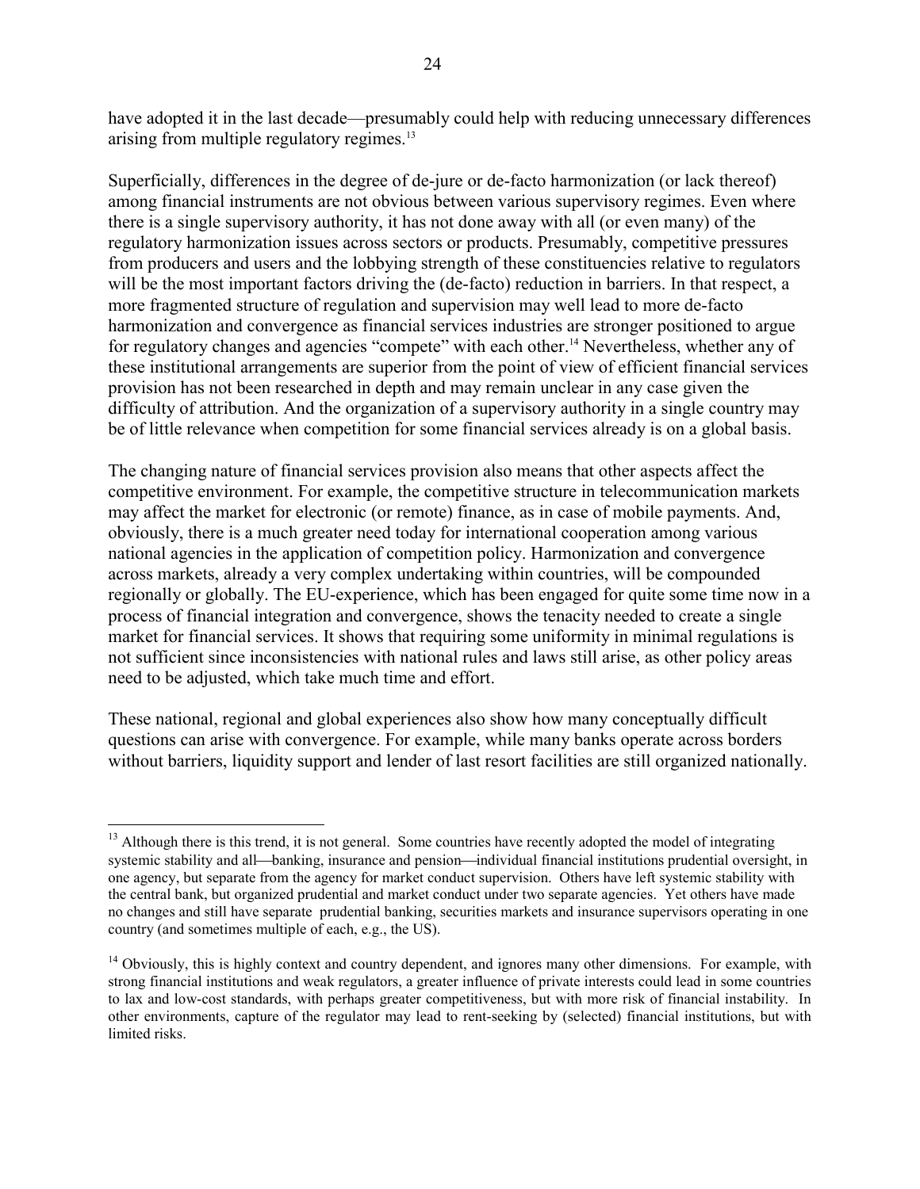have adopted it in the last decade—presumably could help with reducing unnecessary differences arising from multiple regulatory regimes.[13]

Superficially, differences in the degree of de-jure or de-facto harmonization (or lack thereof) among financial instruments are not obvious between various supervisory regimes. Even where there is a single supervisory authority, it has not done away with all (or even many) of the regulatory harmonization issues across sectors or products. Presumably, competitive pressures from producers and users and the lobbying strength of these constituencies relative to regulators will be the most important factors driving the (de-facto) reduction in barriers. In that respect, a more fragmented structure of regulation and supervision may well lead to more de-facto harmonization and convergence as financial services industries are stronger positioned to argue for regulatory changes and agencies "compete" with each other.[14] Nevertheless, whether any of these institutional arrangements are superior from the point of view of efficient financial services provision has not been researched in depth and may remain unclear in any case given the difficulty of attribution. And the organization of a supervisory authority in a single country may be of little relevance when competition for some financial services already is on a global basis.

The changing nature of financial services provision also means that other aspects affect the competitive environment. For example, the competitive structure in telecommunication markets may affect the market for electronic (or remote) finance, as in case of mobile payments. And, obviously, there is a much greater need today for international cooperation among various national agencies in the application of competition policy. Harmonization and convergence across markets, already a very complex undertaking within countries, will be compounded regionally or globally. The EU-experience, which has been engaged for quite some time now in a process of financial integration and convergence, shows the tenacity needed to create a single market for financial services. It shows that requiring some uniformity in minimal regulations is not sufficient since inconsistencies with national rules and laws still arise, as other policy areas need to be adjusted, which take much time and effort.

These national, regional and global experiences also show how many conceptually difficult questions can arise with convergence. For example, while many banks operate across borders without barriers, liquidity support and lender of last resort facilities are still organized nationally.

---

[13] Although there is this trend, it is not general. Some countries have recently adopted the model of integrating systemic stability and all—banking, insurance and pension—individual financial institutions prudential oversight, in one agency, but separate from the agency for market conduct supervision. Others have left systemic stability with the central bank, but organized prudential and market conduct under two separate agencies. Yet others have made no changes and still have separate prudential banking, securities markets and insurance supervisors operating in one country (and sometimes multiple of each, e.g., the US).

[14] Obviously, this is highly context and country dependent, and ignores many other dimensions. For example, with strong financial institutions and weak regulators, a greater influence of private interests could lead in some countries to lax and low-cost standards, with perhaps greater competitiveness, but with more risk of financial instability. In other environments, capture of the regulator may lead to rent-seeking by (selected) financial institutions, but with limited risks.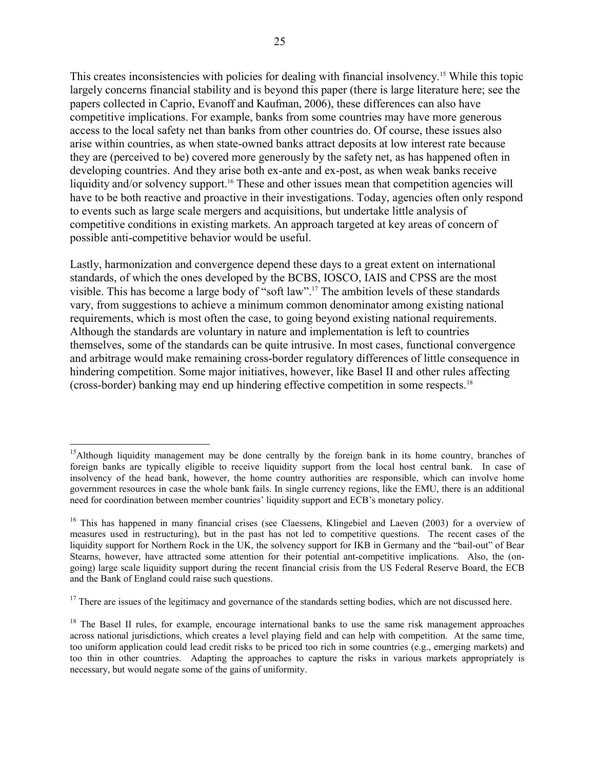This creates inconsistencies with policies for dealing with financial insolvency.[15] While this topic largely concerns financial stability and is beyond this paper (there is large literature here; see the papers collected in Caprio, Evanoff and Kaufman, 2006), these differences can also have competitive implications. For example, banks from some countries may have more generous access to the local safety net than banks from other countries do. Of course, these issues also arise within countries, as when state-owned banks attract deposits at low interest rate because they are (perceived to be) covered more generously by the safety net, as has happened often in developing countries. And they arise both ex-ante and ex-post, as when weak banks receive liquidity and/or solvency support.[16] These and other issues mean that competition agencies will have to be both reactive and proactive in their investigations. Today, agencies often only respond to events such as large scale mergers and acquisitions, but undertake little analysis of competitive conditions in existing markets. An approach targeted at key areas of concern of possible anti-competitive behavior would be useful.

Lastly, harmonization and convergence depend these days to a great extent on international standards, of which the ones developed by the BCBS, IOSCO, IAIS and CPSS are the most visible. This has become a large body of "soft law".[17] The ambition levels of these standards vary, from suggestions to achieve a minimum common denominator among existing national requirements, which is most often the case, to going beyond existing national requirements. Although the standards are voluntary in nature and implementation is left to countries themselves, some of the standards can be quite intrusive. In most cases, functional convergence and arbitrage would make remaining cross-border regulatory differences of little consequence in hindering competition. Some major initiatives, however, like Basel II and other rules affecting (cross-border) banking may end up hindering effective competition in some respects.[18]

---

[15] Although liquidity management may be done centrally by the foreign bank in its home country, branches of foreign banks are typically eligible to receive liquidity support from the local host central bank. In case of insolvency of the head bank, however, the home country authorities are responsible, which can involve home government resources in case the whole bank fails. In single currency regions, like the EMU, there is an additional need for coordination between member countries' liquidity support and ECB's monetary policy.

[16] This has happened in many financial crises (see Claessens, Klingebiel and Laeven (2003) for a overview of measures used in restructuring), but in the past has not led to competitive questions. The recent cases of the liquidity support for Northern Rock in the UK, the solvency support for IKB in Germany and the "bail-out" of Bear Stearns, however, have attracted some attention for their potential ant-competitive implications. Also, the (on-going) large scale liquidity support during the recent financial crisis from the US Federal Reserve Board, the ECB and the Bank of England could raise such questions.

[17] There are issues of the legitimacy and governance of the standards setting bodies, which are not discussed here.

[18] The Basel II rules, for example, encourage international banks to use the same risk management approaches across national jurisdictions, which creates a level playing field and can help with competition. At the same time, too uniform application could lead credit risks to be priced too rich in some countries (e.g., emerging markets) and too thin in other countries. Adapting the approaches to capture the risks in various markets appropriately is necessary, but would negate some of the gains of uniformity.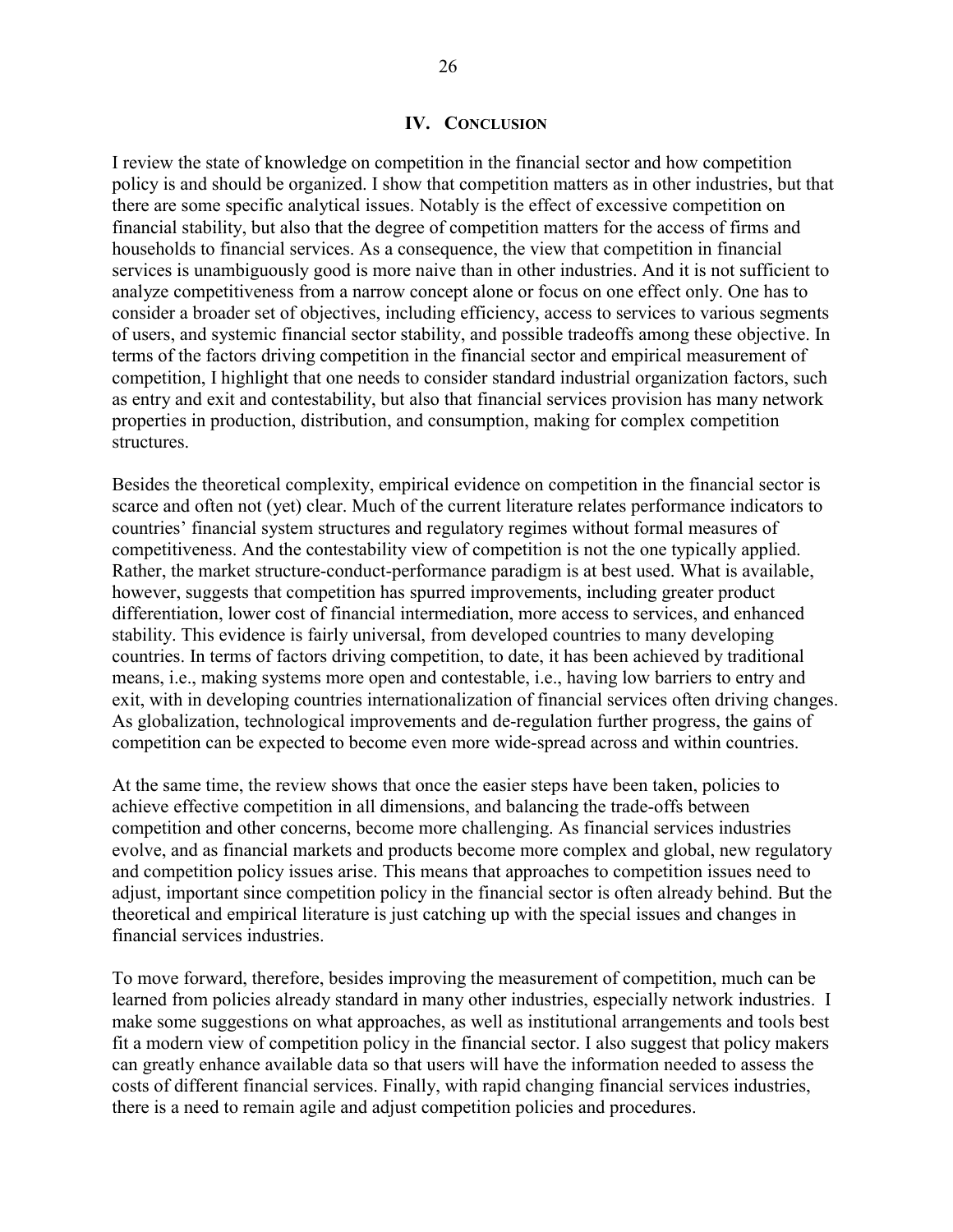## IV. CONCLUSION

I review the state of knowledge on competition in the financial sector and how competition policy is and should be organized. I show that competition matters as in other industries, but that there are some specific analytical issues. Notably is the effect of excessive competition on financial stability, but also that the degree of competition matters for the access of firms and households to financial services. As a consequence, the view that competition in financial services is unambiguously good is more naive than in other industries. And it is not sufficient to analyze competitiveness from a narrow concept alone or focus on one effect only. One has to consider a broader set of objectives, including efficiency, access to services to various segments of users, and systemic financial sector stability, and possible tradeoffs among these objective. In terms of the factors driving competition in the financial sector and empirical measurement of competition, I highlight that one needs to consider standard industrial organization factors, such as entry and exit and contestability, but also that financial services provision has many network properties in production, distribution, and consumption, making for complex competition structures.

Besides the theoretical complexity, empirical evidence on competition in the financial sector is scarce and often not (yet) clear. Much of the current literature relates performance indicators to countries' financial system structures and regulatory regimes without formal measures of competitiveness. And the contestability view of competition is not the one typically applied. Rather, the market structure-conduct-performance paradigm is at best used. What is available, however, suggests that competition has spurred improvements, including greater product differentiation, lower cost of financial intermediation, more access to services, and enhanced stability. This evidence is fairly universal, from developed countries to many developing countries. In terms of factors driving competition, to date, it has been achieved by traditional means, i.e., making systems more open and contestable, i.e., having low barriers to entry and exit, with in developing countries internationalization of financial services often driving changes. As globalization, technological improvements and de-regulation further progress, the gains of competition can be expected to become even more wide-spread across and within countries.

At the same time, the review shows that once the easier steps have been taken, policies to achieve effective competition in all dimensions, and balancing the trade-offs between competition and other concerns, become more challenging. As financial services industries evolve, and as financial markets and products become more complex and global, new regulatory and competition policy issues arise. This means that approaches to competition issues need to adjust, important since competition policy in the financial sector is often already behind. But the theoretical and empirical literature is just catching up with the special issues and changes in financial services industries.

To move forward, therefore, besides improving the measurement of competition, much can be learned from policies already standard in many other industries, especially network industries. I make some suggestions on what approaches, as well as institutional arrangements and tools best fit a modern view of competition policy in the financial sector. I also suggest that policy makers can greatly enhance available data so that users will have the information needed to assess the costs of different financial services. Finally, with rapid changing financial services industries, there is a need to remain agile and adjust competition policies and procedures.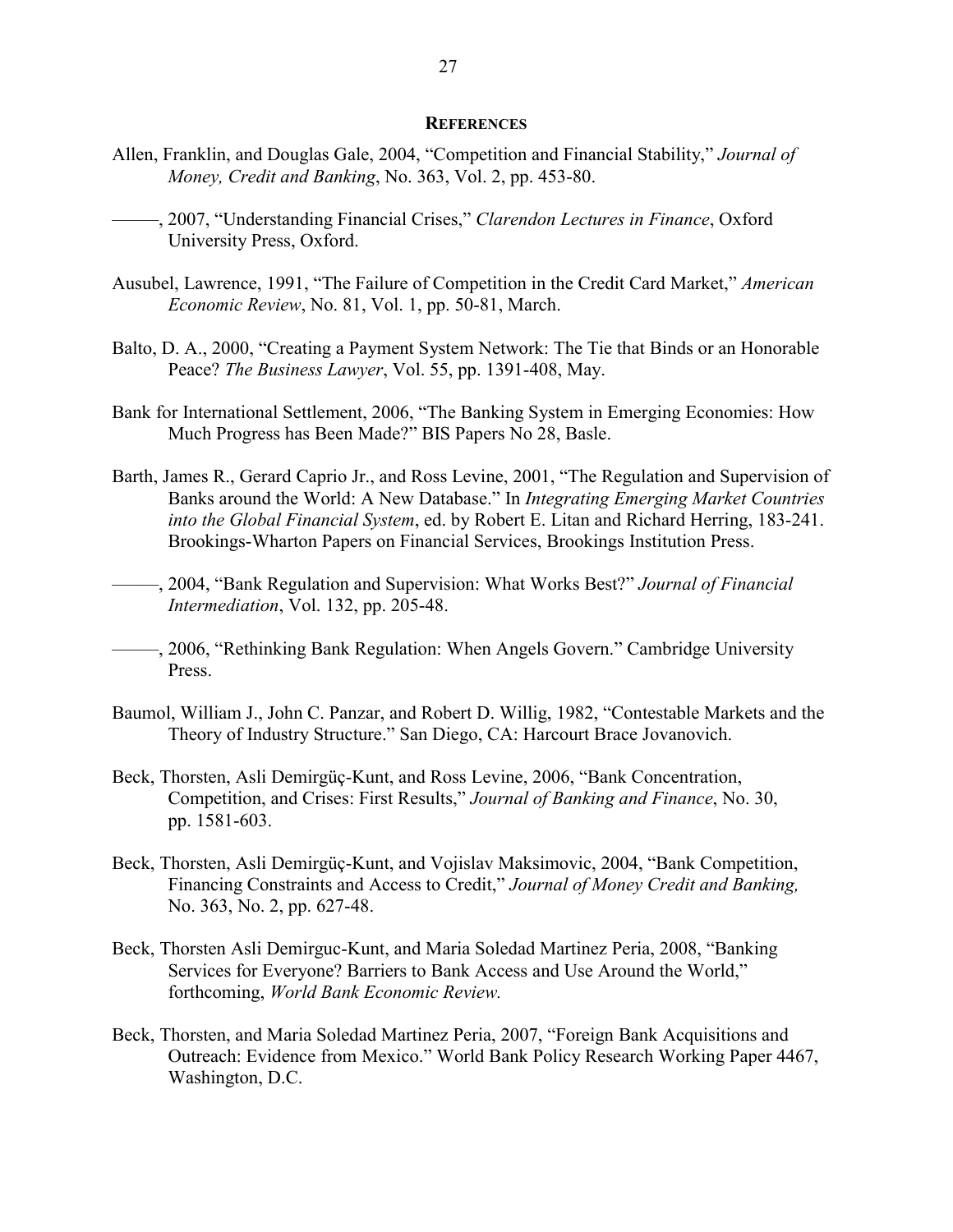## References

Allen, Franklin, and Douglas Gale, 2004, "Competition and Financial Stability," *Journal of Money, Credit and Banking*, No. 363, Vol. 2, pp. 453-80.

———, 2007, "Understanding Financial Crises," *Clarendon Lectures in Finance*, Oxford University Press, Oxford.

Ausubel, Lawrence, 1991, "The Failure of Competition in the Credit Card Market," *American Economic Review*, No. 81, Vol. 1, pp. 50-81, March.

Balto, D. A., 2000, "Creating a Payment System Network: The Tie that Binds or an Honorable Peace? *The Business Lawyer*, Vol. 55, pp. 1391-408, May.

Bank for International Settlement, 2006, "The Banking System in Emerging Economies: How Much Progress has Been Made?" BIS Papers No 28, Basle.

Barth, James R., Gerard Caprio Jr., and Ross Levine, 2001, "The Regulation and Supervision of Banks around the World: A New Database." In *Integrating Emerging Market Countries into the Global Financial System*, ed. by Robert E. Litan and Richard Herring, 183-241. Brookings-Wharton Papers on Financial Services, Brookings Institution Press.

———, 2004, "Bank Regulation and Supervision: What Works Best?" *Journal of Financial Intermediation*, Vol. 132, pp. 205-48.

———, 2006, "Rethinking Bank Regulation: When Angels Govern." Cambridge University Press.

Baumol, William J., John C. Panzar, and Robert D. Willig, 1982, "Contestable Markets and the Theory of Industry Structure." San Diego, CA: Harcourt Brace Jovanovich.

Beck, Thorsten, Asli Demirgüç-Kunt, and Ross Levine, 2006, "Bank Concentration, Competition, and Crises: First Results," *Journal of Banking and Finance*, No. 30, pp. 1581-603.

Beck, Thorsten, Asli Demirgüç-Kunt, and Vojislav Maksimovic, 2004, "Bank Competition, Financing Constraints and Access to Credit," *Journal of Money Credit and Banking,* No. 363, No. 2, pp. 627-48.

Beck, Thorsten Asli Demirguc-Kunt, and Maria Soledad Martinez Peria, 2008, "Banking Services for Everyone? Barriers to Bank Access and Use Around the World," forthcoming, *World Bank Economic Review.*

Beck, Thorsten, and Maria Soledad Martinez Peria, 2007, "Foreign Bank Acquisitions and Outreach: Evidence from Mexico." World Bank Policy Research Working Paper 4467, Washington, D.C.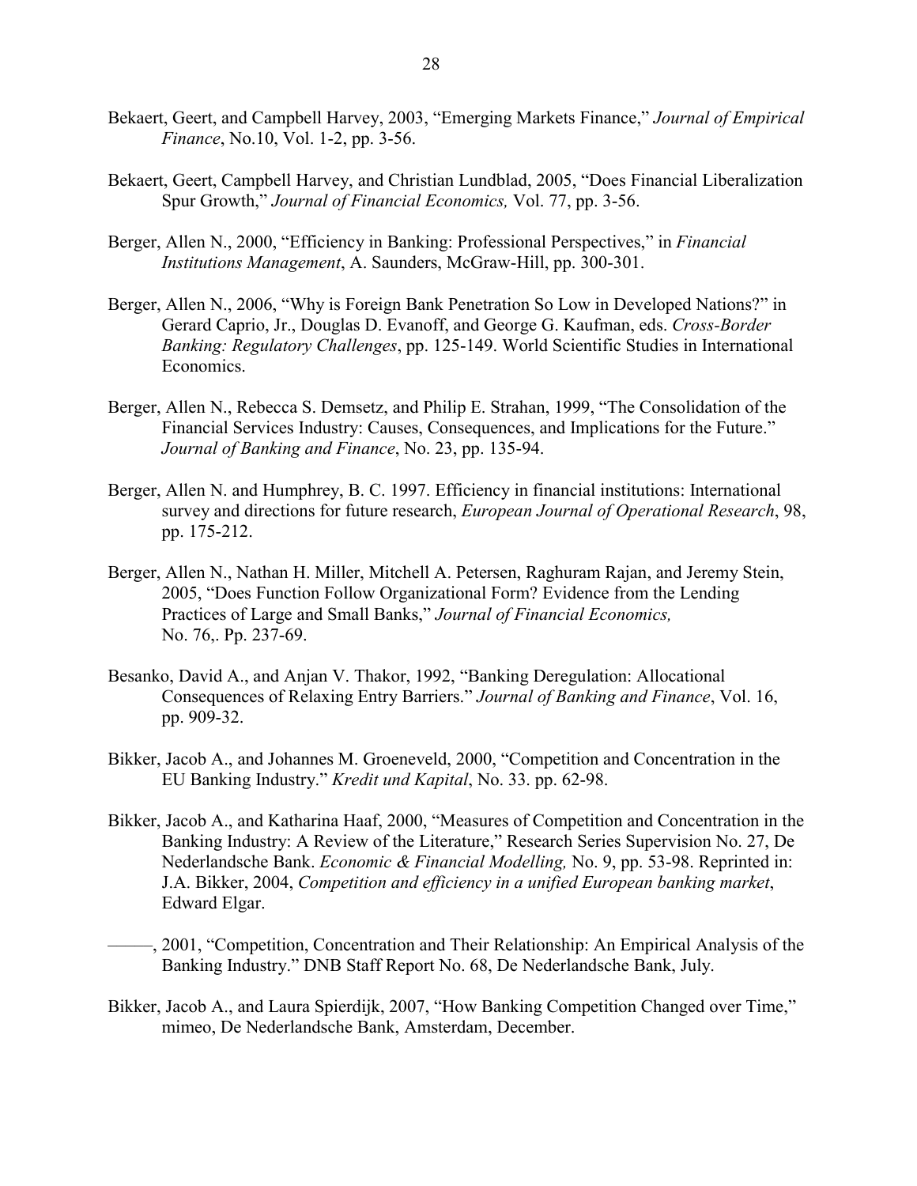Bekaert, Geert, and Campbell Harvey, 2003, "Emerging Markets Finance," *Journal of Empirical Finance*, No.10, Vol. 1-2, pp. 3-56.

Bekaert, Geert, Campbell Harvey, and Christian Lundblad, 2005, "Does Financial Liberalization Spur Growth," *Journal of Financial Economics,* Vol. 77, pp. 3-56.

Berger, Allen N., 2000, "Efficiency in Banking: Professional Perspectives," in *Financial Institutions Management*, A. Saunders, McGraw-Hill, pp. 300-301.

Berger, Allen N., 2006, "Why is Foreign Bank Penetration So Low in Developed Nations?" in Gerard Caprio, Jr., Douglas D. Evanoff, and George G. Kaufman, eds. *Cross-Border Banking: Regulatory Challenges*, pp. 125-149. World Scientific Studies in International Economics.

Berger, Allen N., Rebecca S. Demsetz, and Philip E. Strahan, 1999, "The Consolidation of the Financial Services Industry: Causes, Consequences, and Implications for the Future." *Journal of Banking and Finance*, No. 23, pp. 135-94.

Berger, Allen N. and Humphrey, B. C. 1997. Efficiency in financial institutions: International survey and directions for future research, *European Journal of Operational Research*, 98, pp. 175-212.

Berger, Allen N., Nathan H. Miller, Mitchell A. Petersen, Raghuram Rajan, and Jeremy Stein, 2005, "Does Function Follow Organizational Form? Evidence from the Lending Practices of Large and Small Banks," *Journal of Financial Economics,* No. 76,. Pp. 237-69.

Besanko, David A., and Anjan V. Thakor, 1992, "Banking Deregulation: Allocational Consequences of Relaxing Entry Barriers." *Journal of Banking and Finance*, Vol. 16, pp. 909-32.

Bikker, Jacob A., and Johannes M. Groeneveld, 2000, "Competition and Concentration in the EU Banking Industry." *Kredit und Kapital*, No. 33. pp. 62-98.

Bikker, Jacob A., and Katharina Haaf, 2000, "Measures of Competition and Concentration in the Banking Industry: A Review of the Literature," Research Series Supervision No. 27, De Nederlandsche Bank. *Economic & Financial Modelling,* No. 9, pp. 53-98. Reprinted in: J.A. Bikker, 2004, *Competition and efficiency in a unified European banking market*, Edward Elgar.

———, 2001, "Competition, Concentration and Their Relationship: An Empirical Analysis of the Banking Industry." DNB Staff Report No. 68, De Nederlandsche Bank, July.

Bikker, Jacob A., and Laura Spierdijk, 2007, "How Banking Competition Changed over Time," mimeo, De Nederlandsche Bank, Amsterdam, December.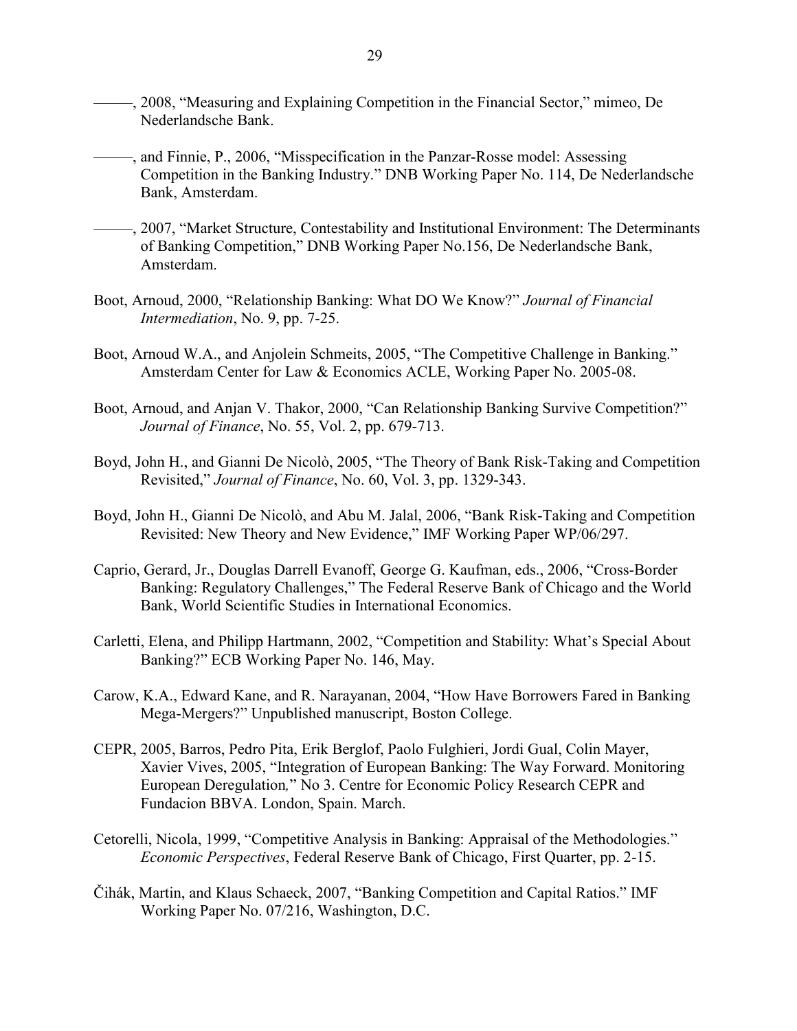———, 2008, “Measuring and Explaining Competition in the Financial Sector,” mimeo, De Nederlandsche Bank.

———, and Finnie, P., 2006, “Misspecification in the Panzar-Rosse model: Assessing Competition in the Banking Industry.” DNB Working Paper No. 114, De Nederlandsche Bank, Amsterdam.

———, 2007, “Market Structure, Contestability and Institutional Environment: The Determinants of Banking Competition,” DNB Working Paper No.156, De Nederlandsche Bank, Amsterdam.

Boot, Arnoud, 2000, “Relationship Banking: What DO We Know?” *Journal of Financial Intermediation*, No. 9, pp. 7-25.

Boot, Arnoud W.A., and Anjolein Schmeits, 2005, “The Competitive Challenge in Banking.” Amsterdam Center for Law & Economics ACLE, Working Paper No. 2005-08.

Boot, Arnoud, and Anjan V. Thakor, 2000, “Can Relationship Banking Survive Competition?” *Journal of Finance*, No. 55, Vol. 2, pp. 679-713.

Boyd, John H., and Gianni De Nicolò, 2005, “The Theory of Bank Risk-Taking and Competition Revisited,” *Journal of Finance*, No. 60, Vol. 3, pp. 1329-343.

Boyd, John H., Gianni De Nicolò, and Abu M. Jalal, 2006, “Bank Risk-Taking and Competition Revisited: New Theory and New Evidence,” IMF Working Paper WP/06/297.

Caprio, Gerard, Jr., Douglas Darrell Evanoff, George G. Kaufman, eds., 2006, “Cross-Border Banking: Regulatory Challenges,” The Federal Reserve Bank of Chicago and the World Bank, World Scientific Studies in International Economics.

Carletti, Elena, and Philipp Hartmann, 2002, “Competition and Stability: What’s Special About Banking?” ECB Working Paper No. 146, May.

Carow, K.A., Edward Kane, and R. Narayanan, 2004, “How Have Borrowers Fared in Banking Mega-Mergers?” Unpublished manuscript, Boston College.

CEPR, 2005, Barros, Pedro Pita, Erik Berglof, Paolo Fulghieri, Jordi Gual, Colin Mayer, Xavier Vives, 2005, “Integration of European Banking: The Way Forward. Monitoring European Deregulation*,*” No 3. Centre for Economic Policy Research CEPR and Fundacion BBVA. London, Spain. March.

Cetorelli, Nicola, 1999, “Competitive Analysis in Banking: Appraisal of the Methodologies.” *Economic Perspectives*, Federal Reserve Bank of Chicago, First Quarter, pp. 2-15.

Čihák, Martin, and Klaus Schaeck, 2007, “Banking Competition and Capital Ratios.” IMF Working Paper No. 07/216, Washington, D.C.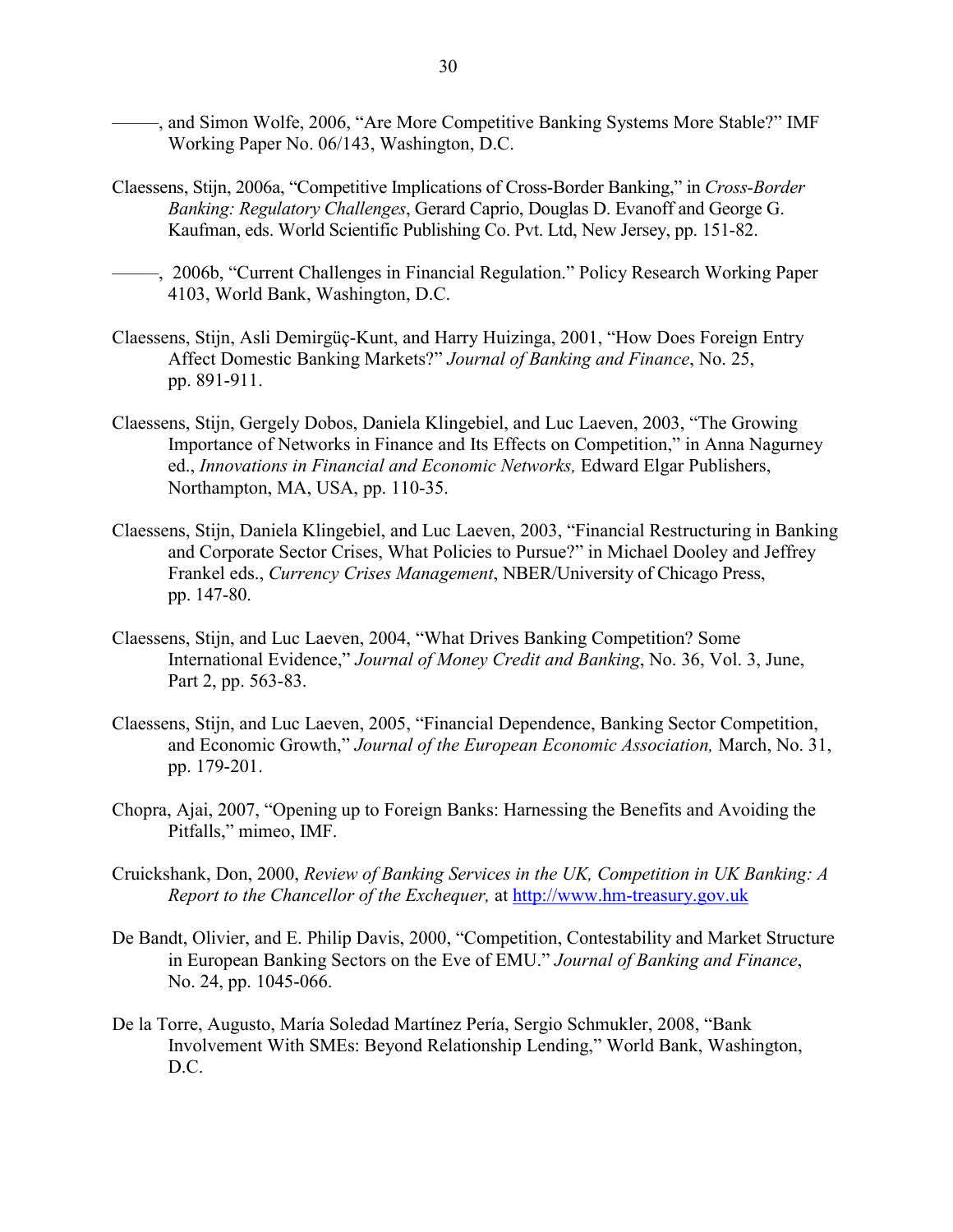———, and Simon Wolfe, 2006, "Are More Competitive Banking Systems More Stable?" IMF Working Paper No. 06/143, Washington, D.C.

Claessens, Stijn, 2006a, "Competitive Implications of Cross-Border Banking," in *Cross-Border Banking: Regulatory Challenges*, Gerard Caprio, Douglas D. Evanoff and George G. Kaufman, eds. World Scientific Publishing Co. Pvt. Ltd, New Jersey, pp. 151-82.

———, 2006b, "Current Challenges in Financial Regulation." Policy Research Working Paper 4103, World Bank, Washington, D.C.

Claessens, Stijn, Asli Demirgüç-Kunt, and Harry Huizinga, 2001, "How Does Foreign Entry Affect Domestic Banking Markets?" *Journal of Banking and Finance*, No. 25, pp. 891-911.

Claessens, Stijn, Gergely Dobos, Daniela Klingebiel, and Luc Laeven, 2003, "The Growing Importance of Networks in Finance and Its Effects on Competition," in Anna Nagurney ed., *Innovations in Financial and Economic Networks,* Edward Elgar Publishers, Northampton, MA, USA, pp. 110-35.

Claessens, Stijn, Daniela Klingebiel, and Luc Laeven, 2003, "Financial Restructuring in Banking and Corporate Sector Crises, What Policies to Pursue?" in Michael Dooley and Jeffrey Frankel eds., *Currency Crises Management*, NBER/University of Chicago Press, pp. 147-80.

Claessens, Stijn, and Luc Laeven, 2004, "What Drives Banking Competition? Some International Evidence," *Journal of Money Credit and Banking*, No. 36, Vol. 3, June, Part 2, pp. 563-83.

Claessens, Stijn, and Luc Laeven, 2005, "Financial Dependence, Banking Sector Competition, and Economic Growth," *Journal of the European Economic Association,* March, No. 31, pp. 179-201.

Chopra, Ajai, 2007, "Opening up to Foreign Banks: Harnessing the Benefits and Avoiding the Pitfalls," mimeo, IMF.

Cruickshank, Don, 2000, *Review of Banking Services in the UK, Competition in UK Banking: A Report to the Chancellor of the Exchequer,* at http://www.hm-treasury.gov.uk

De Bandt, Olivier, and E. Philip Davis, 2000, "Competition, Contestability and Market Structure in European Banking Sectors on the Eve of EMU." *Journal of Banking and Finance*, No. 24, pp. 1045-066.

De la Torre, Augusto, María Soledad Martínez Pería, Sergio Schmukler, 2008, "Bank Involvement With SMEs: Beyond Relationship Lending," World Bank, Washington, D.C.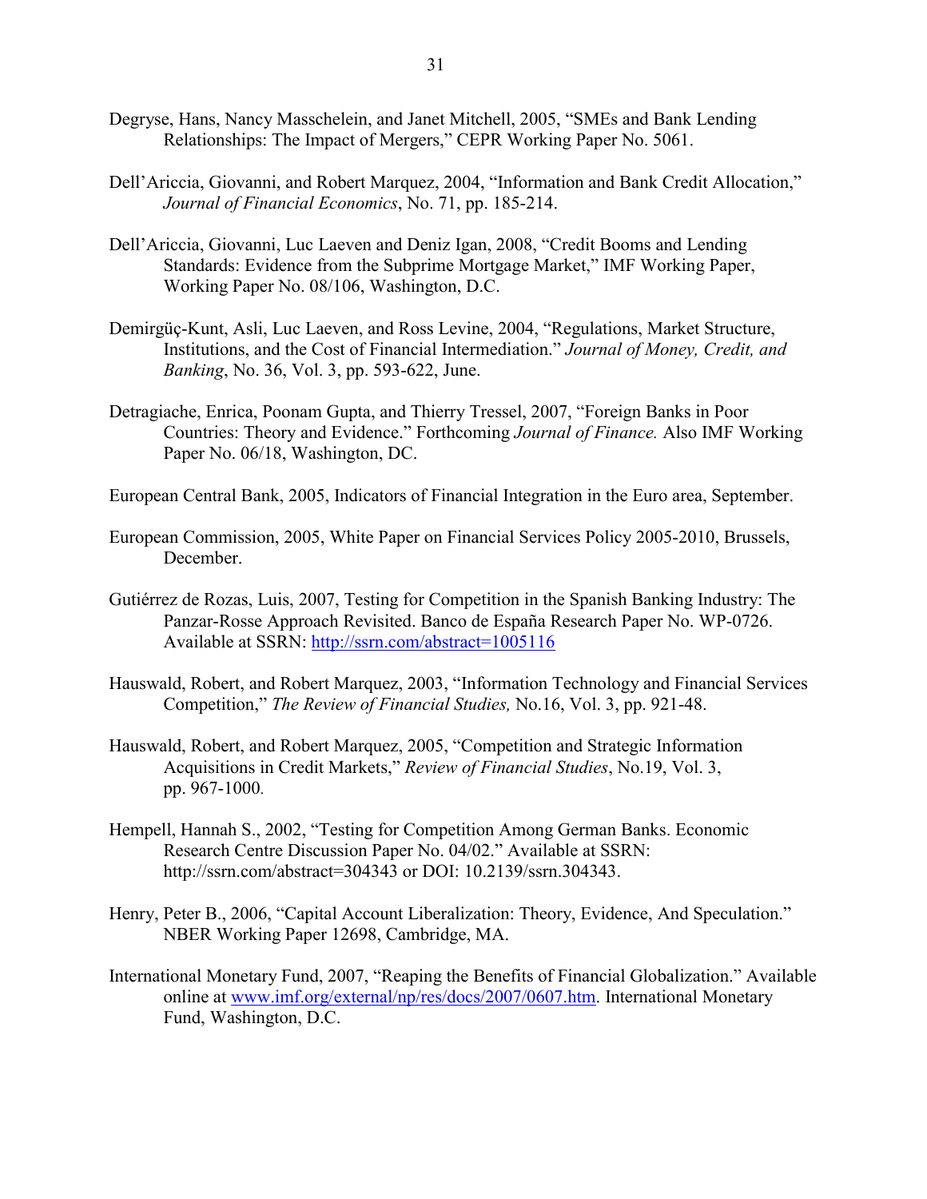Degryse, Hans, Nancy Masschelein, and Janet Mitchell, 2005, "SMEs and Bank Lending Relationships: The Impact of Mergers," CEPR Working Paper No. 5061.

Dell'Ariccia, Giovanni, and Robert Marquez, 2004, "Information and Bank Credit Allocation," *Journal of Financial Economics*, No. 71, pp. 185-214.

Dell'Ariccia, Giovanni, Luc Laeven and Deniz Igan, 2008, "Credit Booms and Lending Standards: Evidence from the Subprime Mortgage Market," IMF Working Paper, Working Paper No. 08/106, Washington, D.C.

Demirgüç-Kunt, Asli, Luc Laeven, and Ross Levine, 2004, "Regulations, Market Structure, Institutions, and the Cost of Financial Intermediation." *Journal of Money, Credit, and Banking*, No. 36, Vol. 3, pp. 593-622, June.

Detragiache, Enrica, Poonam Gupta, and Thierry Tressel, 2007, "Foreign Banks in Poor Countries: Theory and Evidence." Forthcoming *Journal of Finance.* Also IMF Working Paper No. 06/18, Washington, DC.

European Central Bank, 2005, Indicators of Financial Integration in the Euro area, September.

European Commission, 2005, White Paper on Financial Services Policy 2005-2010, Brussels, December.

Gutiérrez de Rozas, Luis, 2007, Testing for Competition in the Spanish Banking Industry: The Panzar-Rosse Approach Revisited. Banco de España Research Paper No. WP-0726. Available at SSRN: http://ssrn.com/abstract=1005116

Hauswald, Robert, and Robert Marquez, 2003, "Information Technology and Financial Services Competition," *The Review of Financial Studies,* No.16, Vol. 3, pp. 921-48.

Hauswald, Robert, and Robert Marquez, 2005, "Competition and Strategic Information Acquisitions in Credit Markets," *Review of Financial Studies*, No.19, Vol. 3, pp. 967-1000.

Hempell, Hannah S., 2002, "Testing for Competition Among German Banks. Economic Research Centre Discussion Paper No. 04/02." Available at SSRN: http://ssrn.com/abstract=304343 or DOI: 10.2139/ssrn.304343.

Henry, Peter B., 2006, "Capital Account Liberalization: Theory, Evidence, And Speculation." NBER Working Paper 12698, Cambridge, MA.

International Monetary Fund, 2007, "Reaping the Benefits of Financial Globalization." Available online at www.imf.org/external/np/res/docs/2007/0607.htm. International Monetary Fund, Washington, D.C.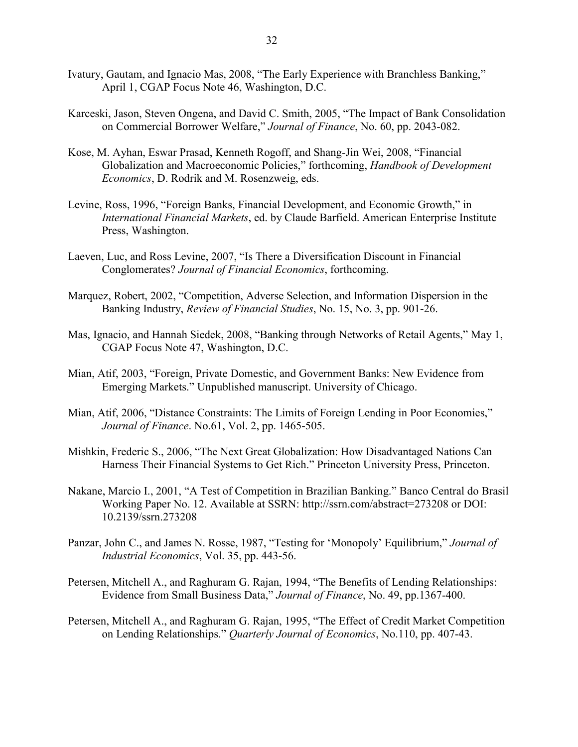Ivatury, Gautam, and Ignacio Mas, 2008, "The Early Experience with Branchless Banking," April 1, CGAP Focus Note 46, Washington, D.C.

Karceski, Jason, Steven Ongena, and David C. Smith, 2005, "The Impact of Bank Consolidation on Commercial Borrower Welfare," *Journal of Finance*, No. 60, pp. 2043-082.

Kose, M. Ayhan, Eswar Prasad, Kenneth Rogoff, and Shang-Jin Wei, 2008, "Financial Globalization and Macroeconomic Policies," forthcoming, *Handbook of Development Economics*, D. Rodrik and M. Rosenzweig, eds.

Levine, Ross, 1996, "Foreign Banks, Financial Development, and Economic Growth," in *International Financial Markets*, ed. by Claude Barfield. American Enterprise Institute Press, Washington.

Laeven, Luc, and Ross Levine, 2007, "Is There a Diversification Discount in Financial Conglomerates? *Journal of Financial Economics*, forthcoming.

Marquez, Robert, 2002, "Competition, Adverse Selection, and Information Dispersion in the Banking Industry, *Review of Financial Studies*, No. 15, No. 3, pp. 901-26.

Mas, Ignacio, and Hannah Siedek, 2008, "Banking through Networks of Retail Agents," May 1, CGAP Focus Note 47, Washington, D.C.

Mian, Atif, 2003, "Foreign, Private Domestic, and Government Banks: New Evidence from Emerging Markets." Unpublished manuscript. University of Chicago.

Mian, Atif, 2006, "Distance Constraints: The Limits of Foreign Lending in Poor Economies," *Journal of Finance*. No.61, Vol. 2, pp. 1465-505.

Mishkin, Frederic S., 2006, "The Next Great Globalization: How Disadvantaged Nations Can Harness Their Financial Systems to Get Rich." Princeton University Press, Princeton.

Nakane, Marcio I., 2001, "A Test of Competition in Brazilian Banking." Banco Central do Brasil Working Paper No. 12. Available at SSRN: http://ssrn.com/abstract=273208 or DOI: 10.2139/ssrn.273208

Panzar, John C., and James N. Rosse, 1987, "Testing for 'Monopoly' Equilibrium," *Journal of Industrial Economics*, Vol. 35, pp. 443-56.

Petersen, Mitchell A., and Raghuram G. Rajan, 1994, "The Benefits of Lending Relationships: Evidence from Small Business Data," *Journal of Finance*, No. 49, pp.1367-400.

Petersen, Mitchell A., and Raghuram G. Rajan, 1995, "The Effect of Credit Market Competition on Lending Relationships." *Quarterly Journal of Economics*, No.110, pp. 407-43.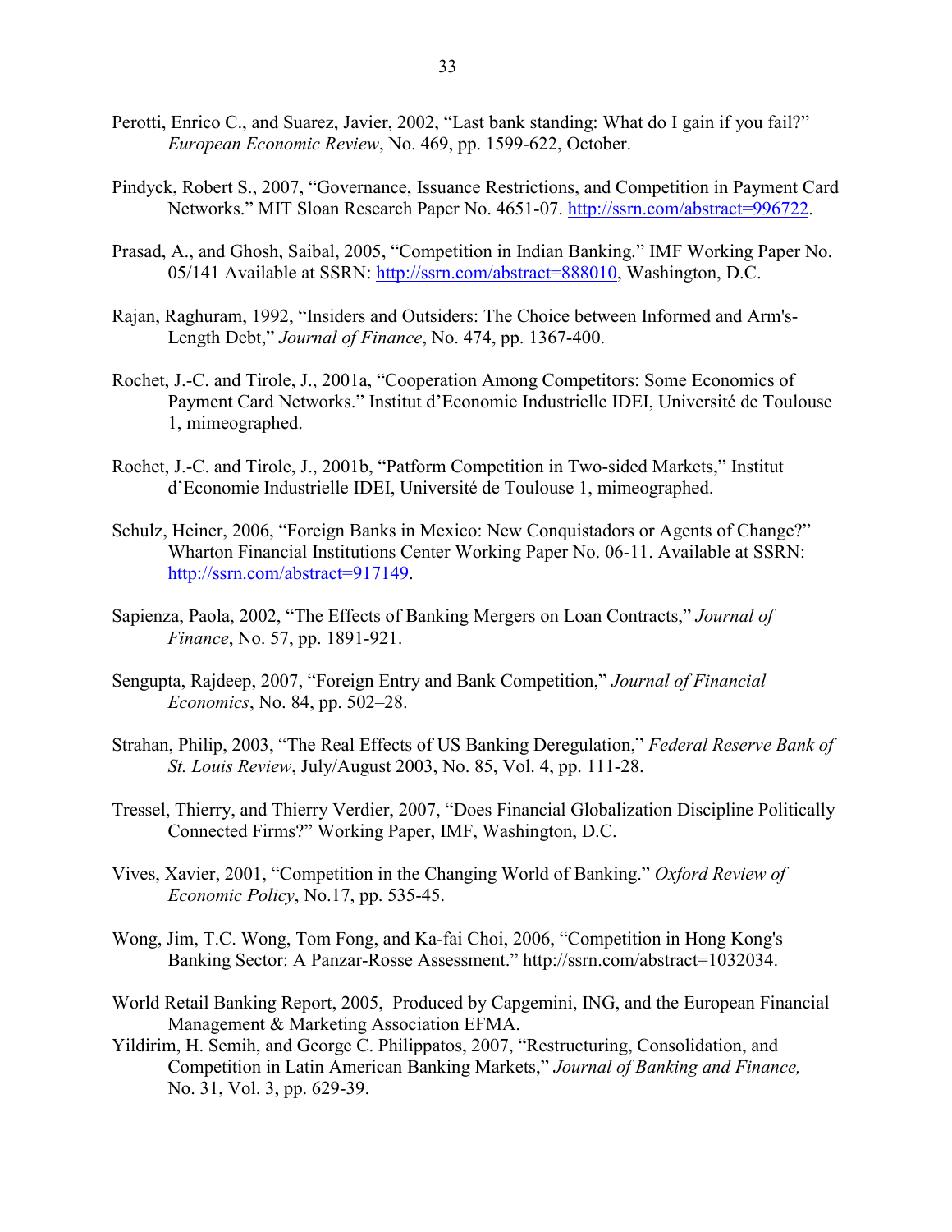Perotti, Enrico C., and Suarez, Javier, 2002, "Last bank standing: What do I gain if you fail?" *European Economic Review*, No. 469, pp. 1599-622, October.

Pindyck, Robert S., 2007, "Governance, Issuance Restrictions, and Competition in Payment Card Networks." MIT Sloan Research Paper No. 4651-07. http://ssrn.com/abstract=996722.

Prasad, A., and Ghosh, Saibal, 2005, "Competition in Indian Banking." IMF Working Paper No. 05/141 Available at SSRN: http://ssrn.com/abstract=888010, Washington, D.C.

Rajan, Raghuram, 1992, "Insiders and Outsiders: The Choice between Informed and Arm's-Length Debt," *Journal of Finance*, No. 474, pp. 1367-400.

Rochet, J.-C. and Tirole, J., 2001a, "Cooperation Among Competitors: Some Economics of Payment Card Networks." Institut d'Economie Industrielle IDEI, Université de Toulouse 1, mimeographed.

Rochet, J.-C. and Tirole, J., 2001b, "Patform Competition in Two-sided Markets," Institut d'Economie Industrielle IDEI, Université de Toulouse 1, mimeographed.

Schulz, Heiner, 2006, "Foreign Banks in Mexico: New Conquistadors or Agents of Change?" Wharton Financial Institutions Center Working Paper No. 06-11. Available at SSRN: http://ssrn.com/abstract=917149.

Sapienza, Paola, 2002, "The Effects of Banking Mergers on Loan Contracts," *Journal of Finance*, No. 57, pp. 1891-921.

Sengupta, Rajdeep, 2007, "Foreign Entry and Bank Competition," *Journal of Financial Economics*, No. 84, pp. 502–28.

Strahan, Philip, 2003, "The Real Effects of US Banking Deregulation," *Federal Reserve Bank of St. Louis Review*, July/August 2003, No. 85, Vol. 4, pp. 111-28.

Tressel, Thierry, and Thierry Verdier, 2007, "Does Financial Globalization Discipline Politically Connected Firms?" Working Paper, IMF, Washington, D.C.

Vives, Xavier, 2001, "Competition in the Changing World of Banking." *Oxford Review of Economic Policy*, No.17, pp. 535-45.

Wong, Jim, T.C. Wong, Tom Fong, and Ka-fai Choi, 2006, "Competition in Hong Kong's Banking Sector: A Panzar-Rosse Assessment." http://ssrn.com/abstract=1032034.

World Retail Banking Report, 2005, Produced by Capgemini, ING, and the European Financial Management & Marketing Association EFMA.

Yildirim, H. Semih, and George C. Philippatos, 2007, "Restructuring, Consolidation, and Competition in Latin American Banking Markets," *Journal of Banking and Finance,* No. 31, Vol. 3, pp. 629-39.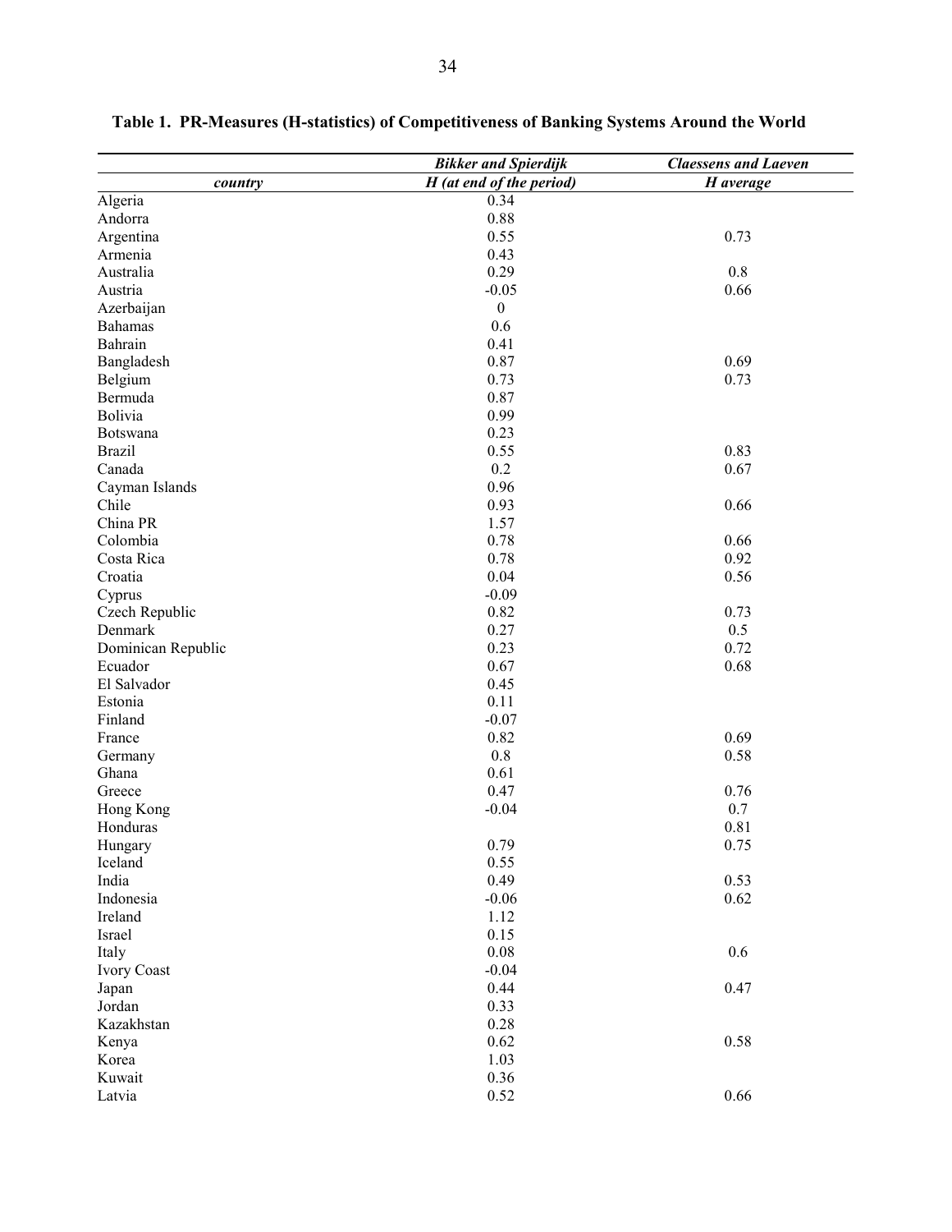**Table 1. PR-Measures (H-statistics) of Competitiveness of Banking Systems Around the World**

| | *Bikker and Spierdijk* | *Claessens and Laeven* |
|---|---|---|
| *country* | *H (at end of the period)* | *H average* |
| Algeria | 0.34 | |
| Andorra | 0.88 | |
| Argentina | 0.55 | 0.73 |
| Armenia | 0.43 | |
| Australia | 0.29 | 0.8 |
| Austria | -0.05 | 0.66 |
| Azerbaijan | 0 | |
| Bahamas | 0.6 | |
| Bahrain | 0.41 | |
| Bangladesh | 0.87 | 0.69 |
| Belgium | 0.73 | 0.73 |
| Bermuda | 0.87 | |
| Bolivia | 0.99 | |
| Botswana | 0.23 | |
| Brazil | 0.55 | 0.83 |
| Canada | 0.2 | 0.67 |
| Cayman Islands | 0.96 | |
| Chile | 0.93 | 0.66 |
| China PR | 1.57 | |
| Colombia | 0.78 | 0.66 |
| Costa Rica | 0.78 | 0.92 |
| Croatia | 0.04 | 0.56 |
| Cyprus | -0.09 | |
| Czech Republic | 0.82 | 0.73 |
| Denmark | 0.27 | 0.5 |
| Dominican Republic | 0.23 | 0.72 |
| Ecuador | 0.67 | 0.68 |
| El Salvador | 0.45 | |
| Estonia | 0.11 | |
| Finland | -0.07 | |
| France | 0.82 | 0.69 |
| Germany | 0.8 | 0.58 |
| Ghana | 0.61 | |
| Greece | 0.47 | 0.76 |
| Hong Kong | -0.04 | 0.7 |
| Honduras | | 0.81 |
| Hungary | 0.79 | 0.75 |
| Iceland | 0.55 | |
| India | 0.49 | 0.53 |
| Indonesia | -0.06 | 0.62 |
| Ireland | 1.12 | |
| Israel | 0.15 | |
| Italy | 0.08 | 0.6 |
| Ivory Coast | -0.04 | |
| Japan | 0.44 | 0.47 |
| Jordan | 0.33 | |
| Kazakhstan | 0.28 | |
| Kenya | 0.62 | 0.58 |
| Korea | 1.03 | |
| Kuwait | 0.36 | |
| Latvia | 0.52 | 0.66 |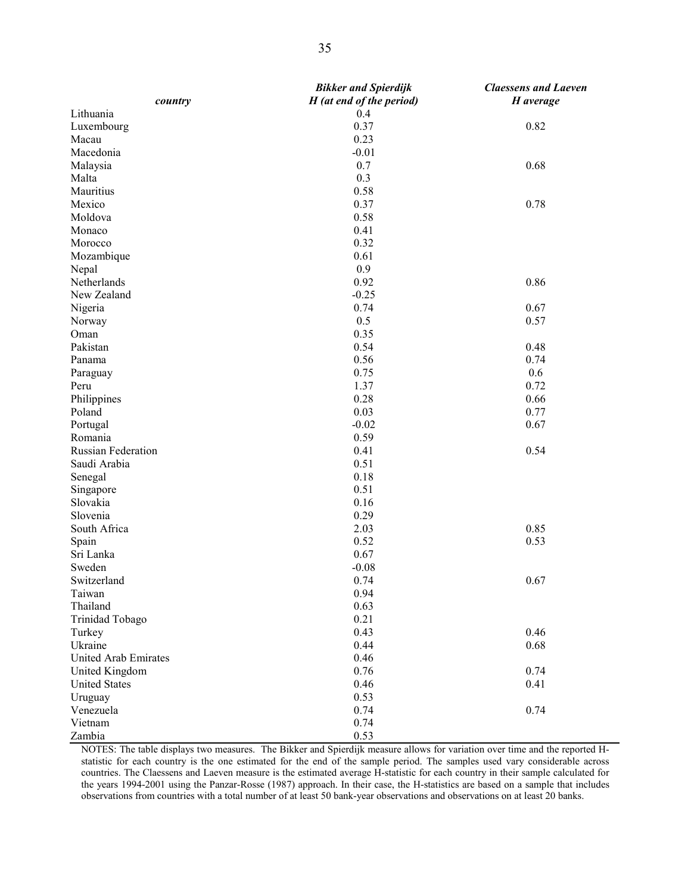| *country* | *Bikker and Spierdijk H (at end of the period)* | *Claessens and Laeven H average* |
|---|---|---|
| Lithuania | 0.4 | |
| Luxembourg | 0.37 | 0.82 |
| Macau | 0.23 | |
| Macedonia | -0.01 | |
| Malaysia | 0.7 | 0.68 |
| Malta | 0.3 | |
| Mauritius | 0.58 | |
| Mexico | 0.37 | 0.78 |
| Moldova | 0.58 | |
| Monaco | 0.41 | |
| Morocco | 0.32 | |
| Mozambique | 0.61 | |
| Nepal | 0.9 | |
| Netherlands | 0.92 | 0.86 |
| New Zealand | -0.25 | |
| Nigeria | 0.74 | 0.67 |
| Norway | 0.5 | 0.57 |
| Oman | 0.35 | |
| Pakistan | 0.54 | 0.48 |
| Panama | 0.56 | 0.74 |
| Paraguay | 0.75 | 0.6 |
| Peru | 1.37 | 0.72 |
| Philippines | 0.28 | 0.66 |
| Poland | 0.03 | 0.77 |
| Portugal | -0.02 | 0.67 |
| Romania | 0.59 | |
| Russian Federation | 0.41 | 0.54 |
| Saudi Arabia | 0.51 | |
| Senegal | 0.18 | |
| Singapore | 0.51 | |
| Slovakia | 0.16 | |
| Slovenia | 0.29 | |
| South Africa | 2.03 | 0.85 |
| Spain | 0.52 | 0.53 |
| Sri Lanka | 0.67 | |
| Sweden | -0.08 | |
| Switzerland | 0.74 | 0.67 |
| Taiwan | 0.94 | |
| Thailand | 0.63 | |
| Trinidad Tobago | 0.21 | |
| Turkey | 0.43 | 0.46 |
| Ukraine | 0.44 | 0.68 |
| United Arab Emirates | 0.46 | |
| United Kingdom | 0.76 | 0.74 |
| United States | 0.46 | 0.41 |
| Uruguay | 0.53 | |
| Venezuela | 0.74 | 0.74 |
| Vietnam | 0.74 | |
| Zambia | 0.53 | |

NOTES: The table displays two measures. The Bikker and Spierdijk measure allows for variation over time and the reported H-statistic for each country is the one estimated for the end of the sample period. The samples used vary considerable across countries. The Claessens and Laeven measure is the estimated average H-statistic for each country in their sample calculated for the years 1994-2001 using the Panzar-Rosse (1987) approach. In their case, the H-statistics are based on a sample that includes observations from countries with a total number of at least 50 bank-year observations and observations on at least 20 banks.